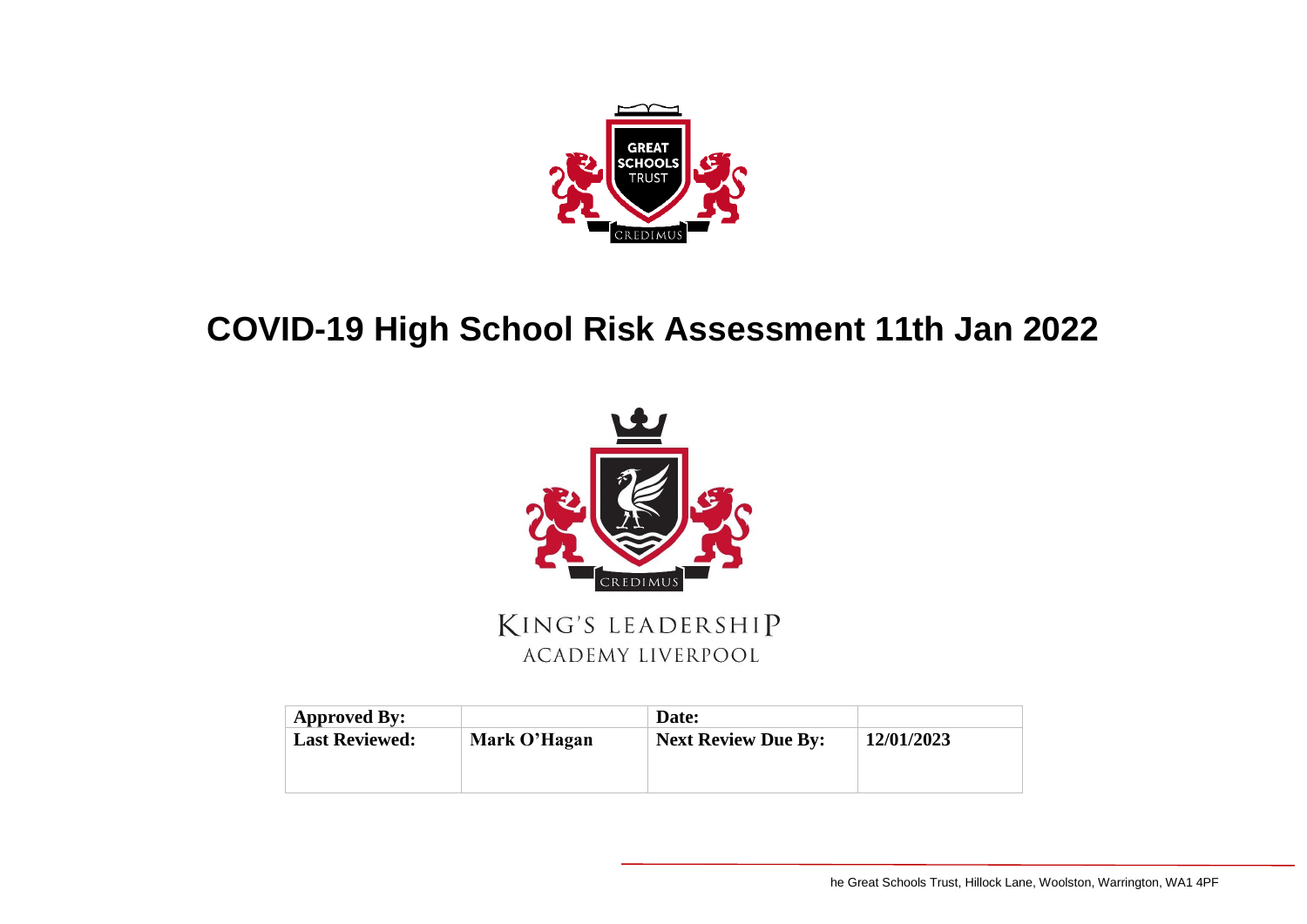# COVID-19 High School Risk Assessment 11th Jan 2022

KING'S LEADERSHIP
ACADEMY LIVERPOOL

| Approved By: | | Date: | |
|---|---|---|---|
| Last Reviewed: | Mark O'Hagan | Next Review Due By: | 12/01/2023 |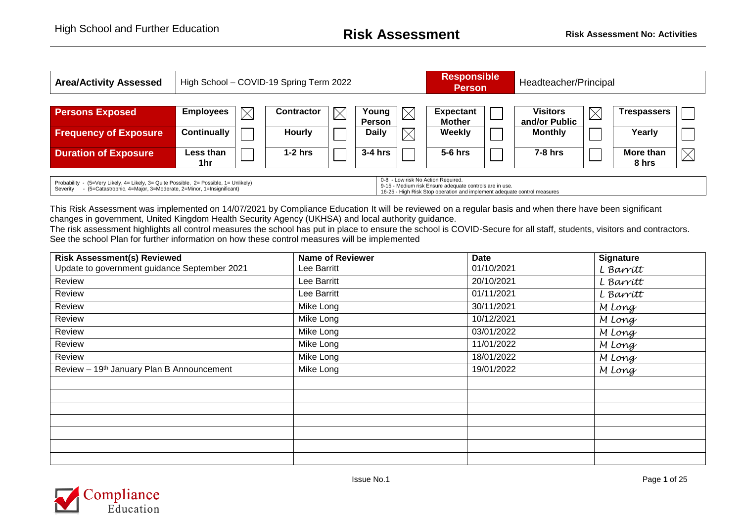| Area/Activity Assessed | High School – COVID-19 Spring Term 2022 | Responsible Person | Headteacher/Principal |
|---|---|---|---|

| Persons Exposed | Employees | ☒ | Contractor | ☒ | Young Person | ☒ | Expectant Mother | ☐ | Visitors and/or Public | ☒ | Trespassers | ☐ |
|---|---|---|---|---|---|---|---|---|---|---|---|---|
| **Frequency of Exposure** | Continually | ☐ | Hourly | ☐ | Daily | ☒ | Weekly | ☐ | Monthly | ☐ | Yearly | ☐ |
| **Duration of Exposure** | Less than 1hr | ☐ | 1-2 hrs | ☐ | 3-4 hrs | ☐ | 5-6 hrs | ☐ | 7-8 hrs | ☐ | More than 8 hrs | ☒ |

| | |
|---|---|
| Probability - (5=Very Likely, 4= Likely, 3= Quite Possible, 2= Possible, 1= Unlikely)<br>Severity - (5=Catastrophic, 4=Major, 3=Moderate, 2=Minor, 1=Insignificant) | 0-8 - Low risk No Action Required.<br>9-15 - Medium risk Ensure adequate controls are in use.<br>16-25 - High Risk Stop operation and implement adequate control measures |

This Risk Assessment was implemented on 14/07/2021 by Compliance Education It will be reviewed on a regular basis and when there have been significant changes in government, United Kingdom Health Security Agency (UKHSA) and local authority guidance.
The risk assessment highlights all control measures the school has put in place to ensure the school is COVID-Secure for all staff, students, visitors and contractors. See the school Plan for further information on how these control measures will be implemented

| Risk Assessment(s) Reviewed | Name of Reviewer | Date | Signature |
|---|---|---|---|
| Update to government guidance September 2021 | Lee Barritt | 01/10/2021 | L Barritt |
| Review | Lee Barritt | 20/10/2021 | L Barritt |
| Review | Lee Barritt | 01/11/2021 | L Barritt |
| Review | Mike Long | 30/11/2021 | M Long |
| Review | Mike Long | 10/12/2021 | M Long |
| Review | Mike Long | 03/01/2022 | M Long |
| Review | Mike Long | 11/01/2022 | M Long |
| Review | Mike Long | 18/01/2022 | M Long |
| Review – 19th January Plan B Announcement | Mike Long | 19/01/2022 | M Long |
| | | | |
| | | | |
| | | | |
| | | | |
| | | | |
| | | | |
| | | | |

Issue No.1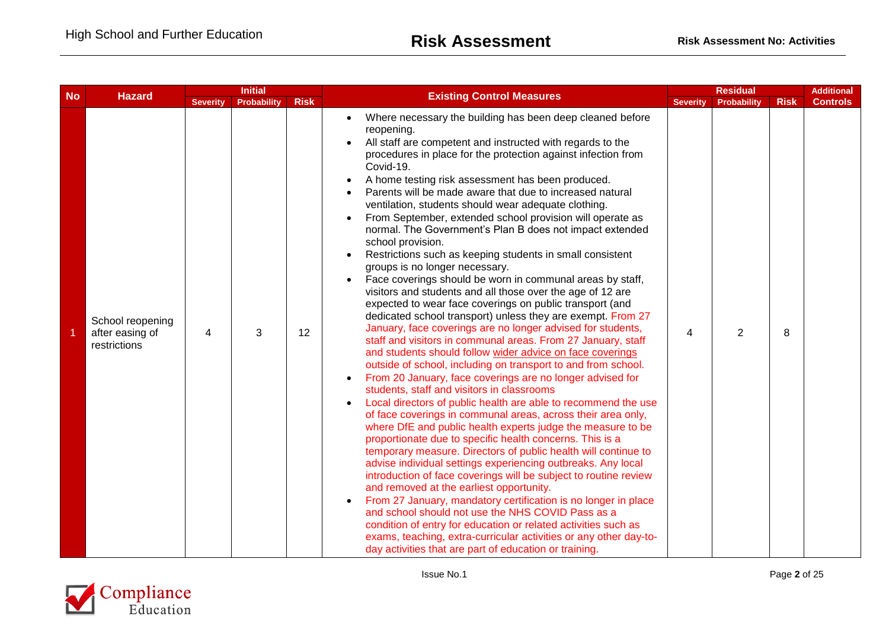| No | Hazard | Initial | | | Existing Control Measures | Residual | | | Additional Controls |
|---|---|---|---|---|---|---|---|---|---|
| | | Severity | Probability | Risk | | Severity | Probability | Risk | |
| 1 | School reopening after easing of restrictions | 4 | 3 | 12 | • Where necessary the building has been deep cleaned before reopening.<br>• All staff are competent and instructed with regards to the procedures in place for the protection against infection from Covid-19.<br>• A home testing risk assessment has been produced.<br>• Parents will be made aware that due to increased natural ventilation, students should wear adequate clothing.<br>• From September, extended school provision will operate as normal. The Government's Plan B does not impact extended school provision.<br>• Restrictions such as keeping students in small consistent groups is no longer necessary.<br>• Face coverings should be worn in communal areas by staff, visitors and students and all those over the age of 12 are expected to wear face coverings on public transport (and dedicated school transport) unless they are exempt. From 27 January, face coverings are no longer advised for students, staff and visitors in communal areas. From 27 January, staff and students should follow wider advice on face coverings outside of school, including on transport to and from school.<br>• From 20 January, face coverings are no longer advised for students, staff and visitors in classrooms<br>• Local directors of public health are able to recommend the use of face coverings in communal areas, across their area only, where DfE and public health experts judge the measure to be proportionate due to specific health concerns. This is a temporary measure. Directors of public health will continue to advise individual settings experiencing outbreaks. Any local introduction of face coverings will be subject to routine review and removed at the earliest opportunity.<br>• From 27 January, mandatory certification is no longer in place and school should not use the NHS COVID Pass as a condition of entry for education or related activities such as exams, teaching, extra-curricular activities or any other day-to-day activities that are part of education or training. | 4 | 2 | 8 | |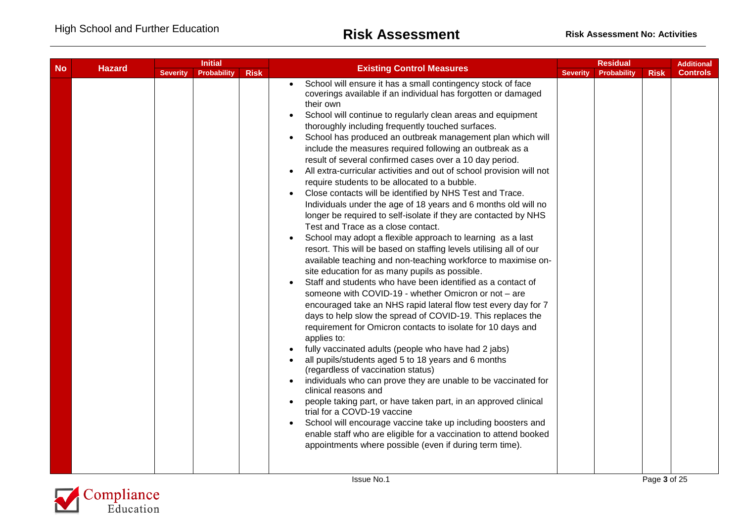| No | Hazard | Initial | | | Existing Control Measures | Residual | | | Additional Controls |
|---|---|---|---|---|---|---|---|---|---|
| | | Severity | Probability | Risk | | Severity | Probability | Risk | |
| | | | | | • School will ensure it has a small contingency stock of face coverings available if an individual has forgotten or damaged their own<br>• School will continue to regularly clean areas and equipment thoroughly including frequently touched surfaces.<br>• School has produced an outbreak management plan which will include the measures required following an outbreak as a result of several confirmed cases over a 10 day period.<br>• All extra-curricular activities and out of school provision will not require students to be allocated to a bubble.<br>• Close contacts will be identified by NHS Test and Trace. Individuals under the age of 18 years and 6 months old will no longer be required to self-isolate if they are contacted by NHS Test and Trace as a close contact.<br>• School may adopt a flexible approach to learning as a last resort. This will be based on staffing levels utilising all of our available teaching and non-teaching workforce to maximise on-site education for as many pupils as possible.<br>• Staff and students who have been identified as a contact of someone with COVID-19 - whether Omicron or not – are encouraged take an NHS rapid lateral flow test every day for 7 days to help slow the spread of COVID-19. This replaces the requirement for Omicron contacts to isolate for 10 days and applies to:<br>• fully vaccinated adults (people who have had 2 jabs)<br>• all pupils/students aged 5 to 18 years and 6 months (regardless of vaccination status)<br>• individuals who can prove they are unable to be vaccinated for clinical reasons and<br>• people taking part, or have taken part, in an approved clinical trial for a COVD-19 vaccine<br>• School will encourage vaccine take up including boosters and enable staff who are eligible for a vaccination to attend booked appointments where possible (even if during term time). | | | | |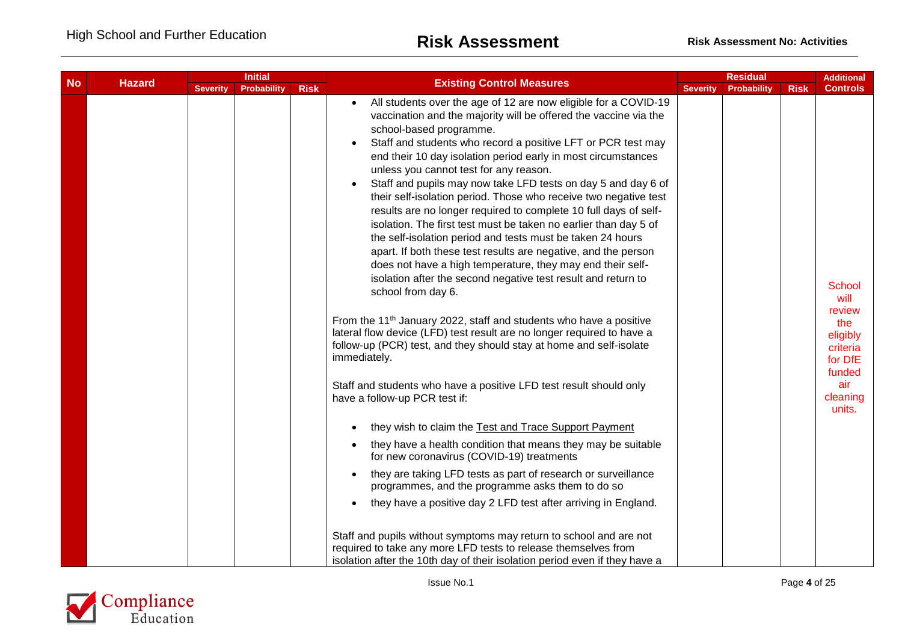| No | Hazard | Initial | | | Existing Control Measures | Residual | | | Additional Controls |
|---|---|---|---|---|---|---|---|---|---|
| | | Severity | Probability | Risk | | Severity | Probability | Risk | |
| | | | | | • All students over the age of 12 are now eligible for a COVID-19 vaccination and the majority will be offered the vaccine via the school-based programme.<br>• Staff and students who record a positive LFT or PCR test may end their 10 day isolation period early in most circumstances unless you cannot test for any reason.<br>• Staff and pupils may now take LFD tests on day 5 and day 6 of their self-isolation period. Those who receive two negative test results are no longer required to complete 10 full days of self-isolation. The first test must be taken no earlier than day 5 of the self-isolation period and tests must be taken 24 hours apart. If both these test results are negative, and the person does not have a high temperature, they may end their self-isolation after the second negative test result and return to school from day 6.<br><br>From the 11th January 2022, staff and students who have a positive lateral flow device (LFD) test result are no longer required to have a follow-up (PCR) test, and they should stay at home and self-isolate immediately.<br><br>Staff and students who have a positive LFD test result should only have a follow-up PCR test if:<br><br>• they wish to claim the Test and Trace Support Payment<br>• they have a health condition that means they may be suitable for new coronavirus (COVID-19) treatments<br>• they are taking LFD tests as part of research or surveillance programmes, and the programme asks them to do so<br>• they have a positive day 2 LFD test after arriving in England.<br><br>Staff and pupils without symptoms may return to school and are not required to take any more LFD tests to release themselves from isolation after the 10th day of their isolation period even if they have a | | | | School will review the eligibly criteria for DfE funded air cleaning units. |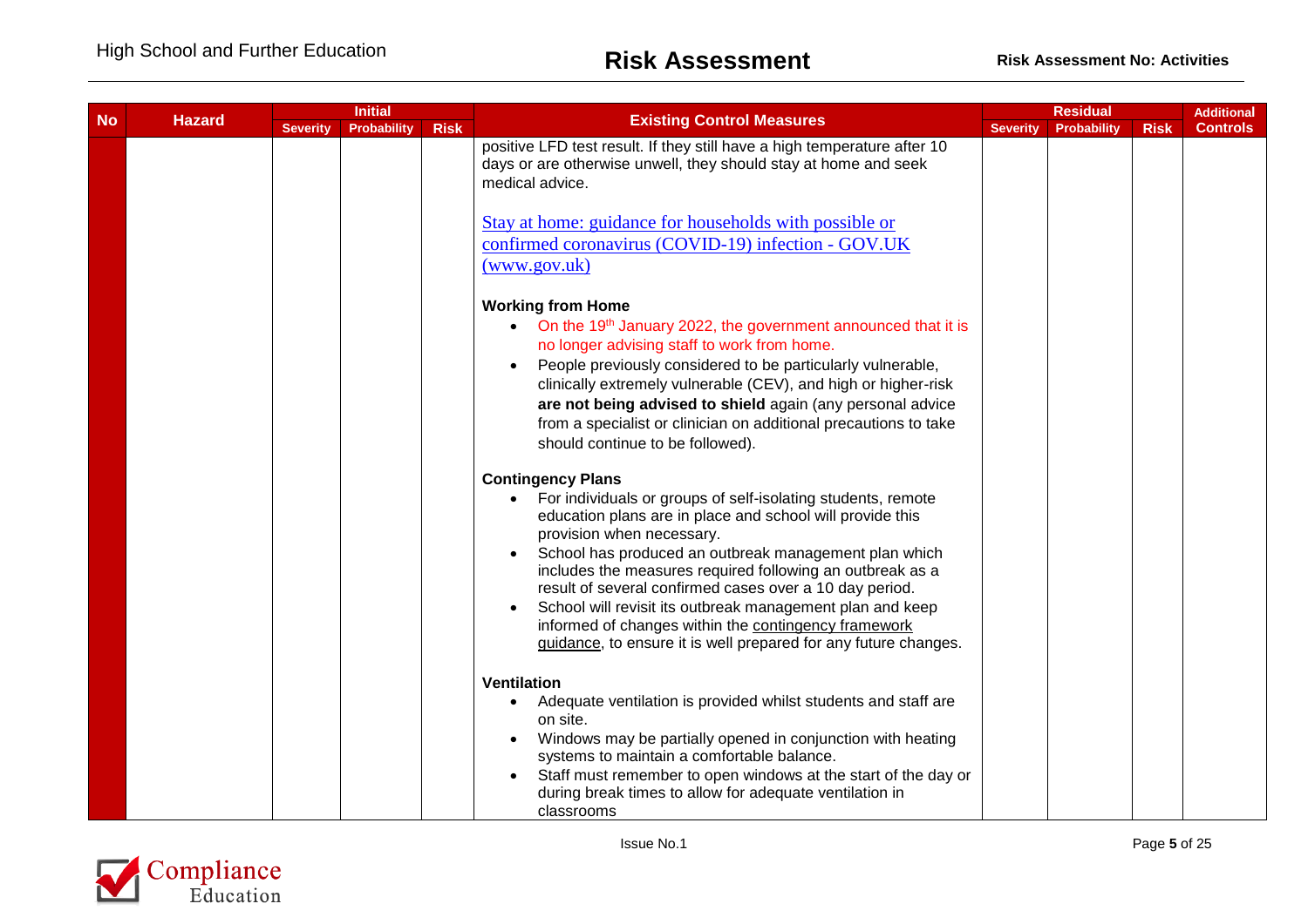| No | Hazard | Initial | | | Existing Control Measures | Residual | | | Additional Controls |
|---|---|---|---|---|---|---|---|---|---|
| | | Severity | Probability | Risk | | Severity | Probability | Risk | |
| | | | | | positive LFD test result. If they still have a high temperature after 10 days or are otherwise unwell, they should stay at home and seek medical advice.<br><br>[Stay at home: guidance for households with possible or confirmed coronavirus (COVID-19) infection - GOV.UK (www.gov.uk)](www.gov.uk)<br><br>**Working from Home**<br>• On the 19th January 2022, the government announced that it is no longer advising staff to work from home.<br>• People previously considered to be particularly vulnerable, clinically extremely vulnerable (CEV), and high or higher-risk **are not being advised to shield** again (any personal advice from a specialist or clinician on additional precautions to take should continue to be followed).<br><br>**Contingency Plans**<br>• For individuals or groups of self-isolating students, remote education plans are in place and school will provide this provision when necessary.<br>• School has produced an outbreak management plan which includes the measures required following an outbreak as a result of several confirmed cases over a 10 day period.<br>• School will revisit its outbreak management plan and keep informed of changes within the contingency framework guidance, to ensure it is well prepared for any future changes.<br><br>**Ventilation**<br>• Adequate ventilation is provided whilst students and staff are on site.<br>• Windows may be partially opened in conjunction with heating systems to maintain a comfortable balance.<br>• Staff must remember to open windows at the start of the day or during break times to allow for adequate ventilation in classrooms | | | | |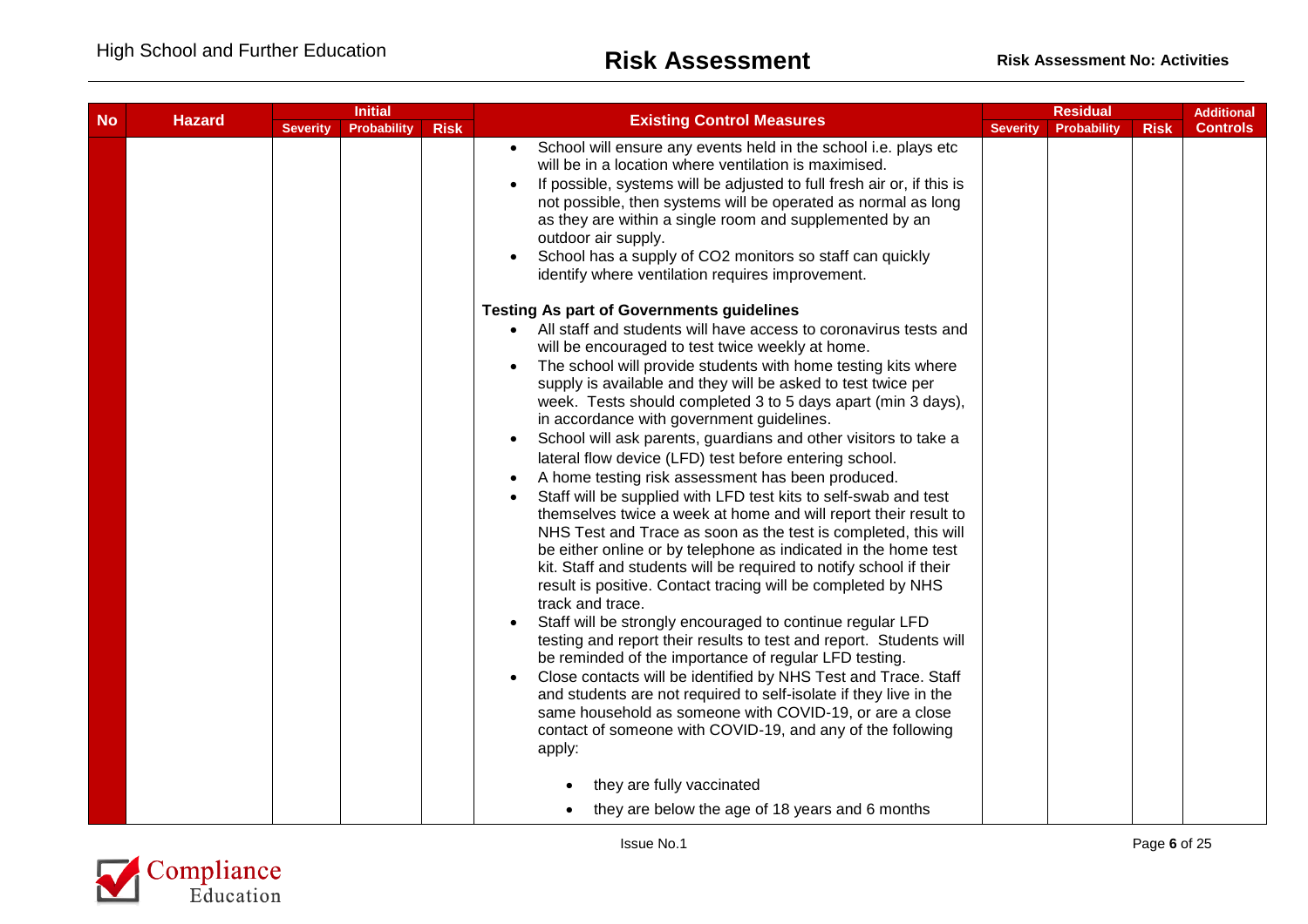| No | Hazard | Initial | | | Existing Control Measures | Residual | | | Additional Controls |
|---|---|---|---|---|---|---|---|---|---|
| | | Severity | Probability | Risk | | Severity | Probability | Risk | |
| | | | | | • School will ensure any events held in the school i.e. plays etc will be in a location where ventilation is maximised.<br>• If possible, systems will be adjusted to full fresh air or, if this is not possible, then systems will be operated as normal as long as they are within a single room and supplemented by an outdoor air supply.<br>• School has a supply of CO2 monitors so staff can quickly identify where ventilation requires improvement.<br><br>**Testing As part of Governments guidelines**<br>• All staff and students will have access to coronavirus tests and will be encouraged to test twice weekly at home.<br>• The school will provide students with home testing kits where supply is available and they will be asked to test twice per week. Tests should completed 3 to 5 days apart (min 3 days), in accordance with government guidelines.<br>• School will ask parents, guardians and other visitors to take a lateral flow device (LFD) test before entering school.<br>• A home testing risk assessment has been produced.<br>• Staff will be supplied with LFD test kits to self-swab and test themselves twice a week at home and will report their result to NHS Test and Trace as soon as the test is completed, this will be either online or by telephone as indicated in the home test kit. Staff and students will be required to notify school if their result is positive. Contact tracing will be completed by NHS track and trace.<br>• Staff will be strongly encouraged to continue regular LFD testing and report their results to test and report. Students will be reminded of the importance of regular LFD testing.<br>• Close contacts will be identified by NHS Test and Trace. Staff and students are not required to self-isolate if they live in the same household as someone with COVID-19, or are a close contact of someone with COVID-19, and any of the following apply:<br>&nbsp;&nbsp;&nbsp;&nbsp;• they are fully vaccinated<br>&nbsp;&nbsp;&nbsp;&nbsp;• they are below the age of 18 years and 6 months | | | | |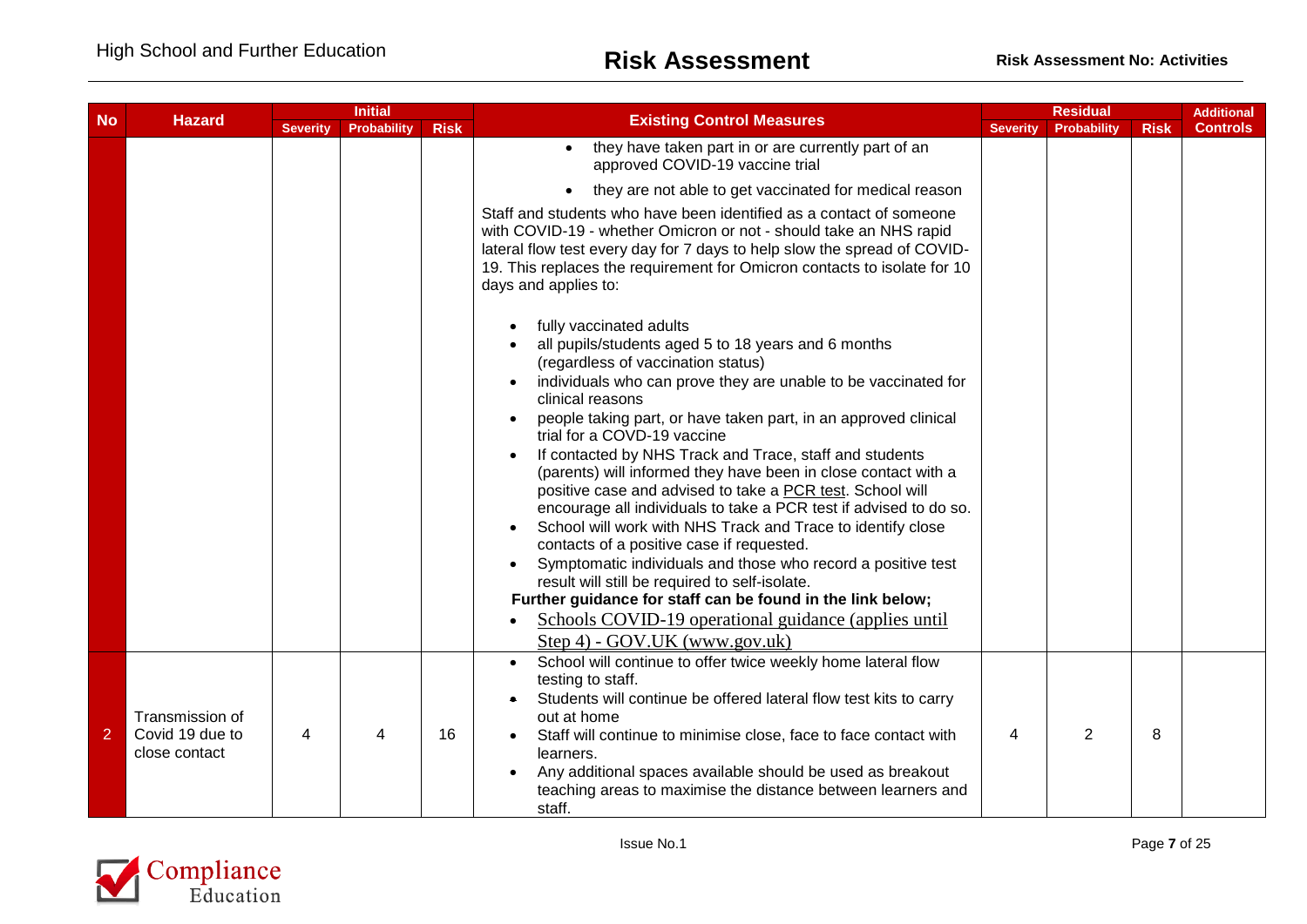| No | Hazard | Initial | | | Existing Control Measures | Residual | | | Additional Controls |
|---|---|---|---|---|---|---|---|---|---|
| | | Severity | Probability | Risk | | Severity | Probability | Risk | |
| | | | | | • they have taken part in or are currently part of an approved COVID-19 vaccine trial<br>• they are not able to get vaccinated for medical reason<br>Staff and students who have been identified as a contact of someone with COVID-19 - whether Omicron or not - should take an NHS rapid lateral flow test every day for 7 days to help slow the spread of COVID-19. This replaces the requirement for Omicron contacts to isolate for 10 days and applies to:<br>• fully vaccinated adults<br>• all pupils/students aged 5 to 18 years and 6 months (regardless of vaccination status)<br>• individuals who can prove they are unable to be vaccinated for clinical reasons<br>• people taking part, or have taken part, in an approved clinical trial for a COVD-19 vaccine<br>• If contacted by NHS Track and Trace, staff and students (parents) will informed they have been in close contact with a positive case and advised to take a PCR test. School will encourage all individuals to take a PCR test if advised to do so.<br>• School will work with NHS Track and Trace to identify close contacts of a positive case if requested.<br>• Symptomatic individuals and those who record a positive test result will still be required to self-isolate.<br>**Further guidance for staff can be found in the link below;**<br>• Schools COVID-19 operational guidance (applies until Step 4) - GOV.UK (www.gov.uk) | | | | |
| 2 | Transmission of Covid 19 due to close contact | 4 | 4 | 16 | • School will continue to offer twice weekly home lateral flow testing to staff.<br>• Students will continue be offered lateral flow test kits to carry out at home<br>• Staff will continue to minimise close, face to face contact with learners.<br>• Any additional spaces available should be used as breakout teaching areas to maximise the distance between learners and staff. | 4 | 2 | 8 | |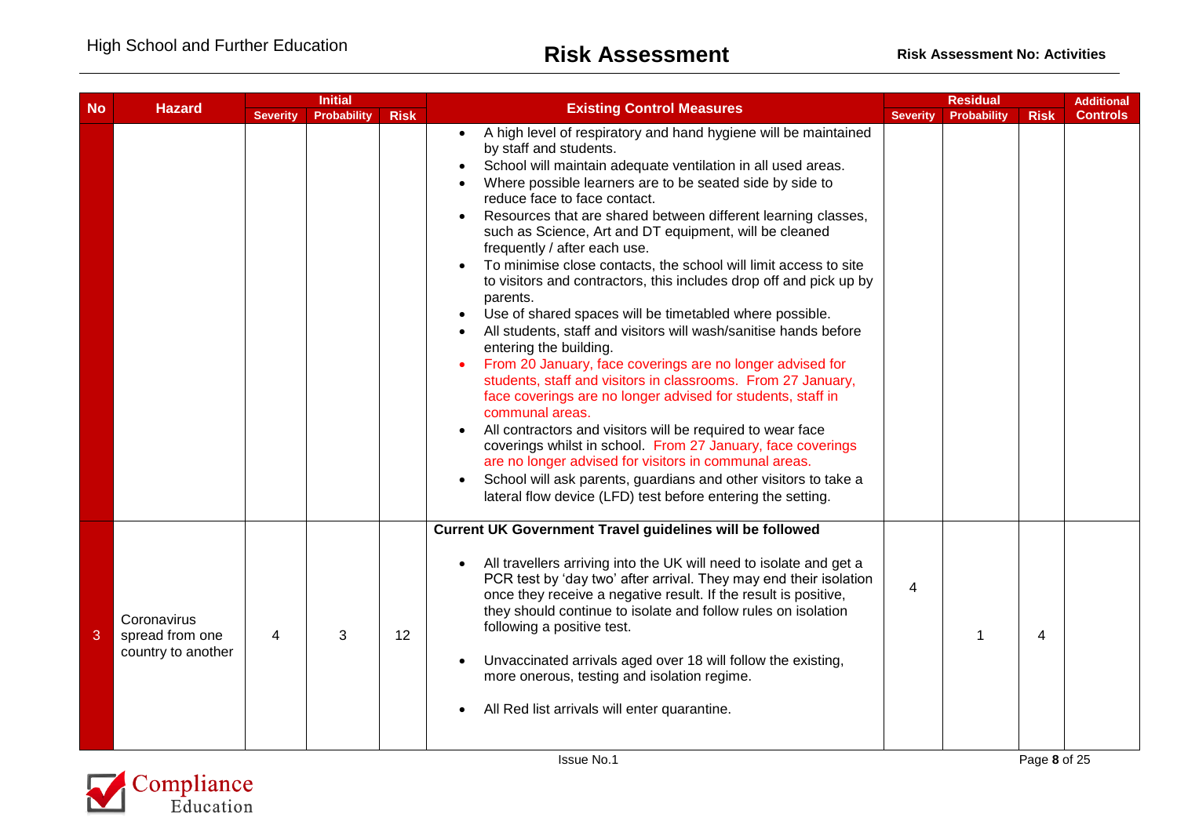| No | Hazard | Initial | | | Existing Control Measures | Residual | | | Additional Controls |
|---|---|---|---|---|---|---|---|---|---|
| | | Severity | Probability | Risk | | Severity | Probability | Risk | |
| | | | | | • A high level of respiratory and hand hygiene will be maintained by staff and students.<br>• School will maintain adequate ventilation in all used areas.<br>• Where possible learners are to be seated side by side to reduce face to face contact.<br>• Resources that are shared between different learning classes, such as Science, Art and DT equipment, will be cleaned frequently / after each use.<br>• To minimise close contacts, the school will limit access to site to visitors and contractors, this includes drop off and pick up by parents.<br>• Use of shared spaces will be timetabled where possible.<br>• All students, staff and visitors will wash/sanitise hands before entering the building.<br>• From 20 January, face coverings are no longer advised for students, staff and visitors in classrooms. From 27 January, face coverings are no longer advised for students, staff in communal areas.<br>• All contractors and visitors will be required to wear face coverings whilst in school. From 27 January, face coverings are no longer advised for visitors in communal areas.<br>• School will ask parents, guardians and other visitors to take a lateral flow device (LFD) test before entering the setting. | | | | |
| 3 | Coronavirus spread from one country to another | 4 | 3 | 12 | **Current UK Government Travel guidelines will be followed**<br><br>• All travellers arriving into the UK will need to isolate and get a PCR test by 'day two' after arrival. They may end their isolation once they receive a negative result. If the result is positive, they should continue to isolate and follow rules on isolation following a positive test.<br><br>• Unvaccinated arrivals aged over 18 will follow the existing, more onerous, testing and isolation regime.<br><br>• All Red list arrivals will enter quarantine. | 4 | 1 | 4 | |

Issue No.1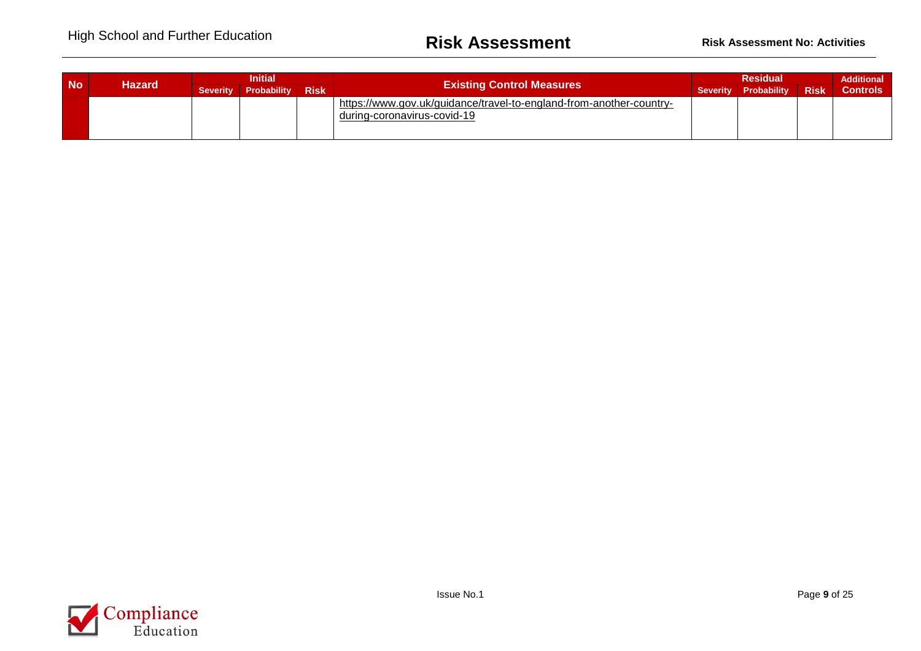| No | Hazard | Initial | | | Existing Control Measures | Residual | | | Additional Controls |
|---|---|---|---|---|---|---|---|---|---|
| | | Severity | Probability | Risk | | Severity | Probability | Risk | |
| | | | | | https://www.gov.uk/guidance/travel-to-england-from-another-country-during-coronavirus-covid-19 | | | | |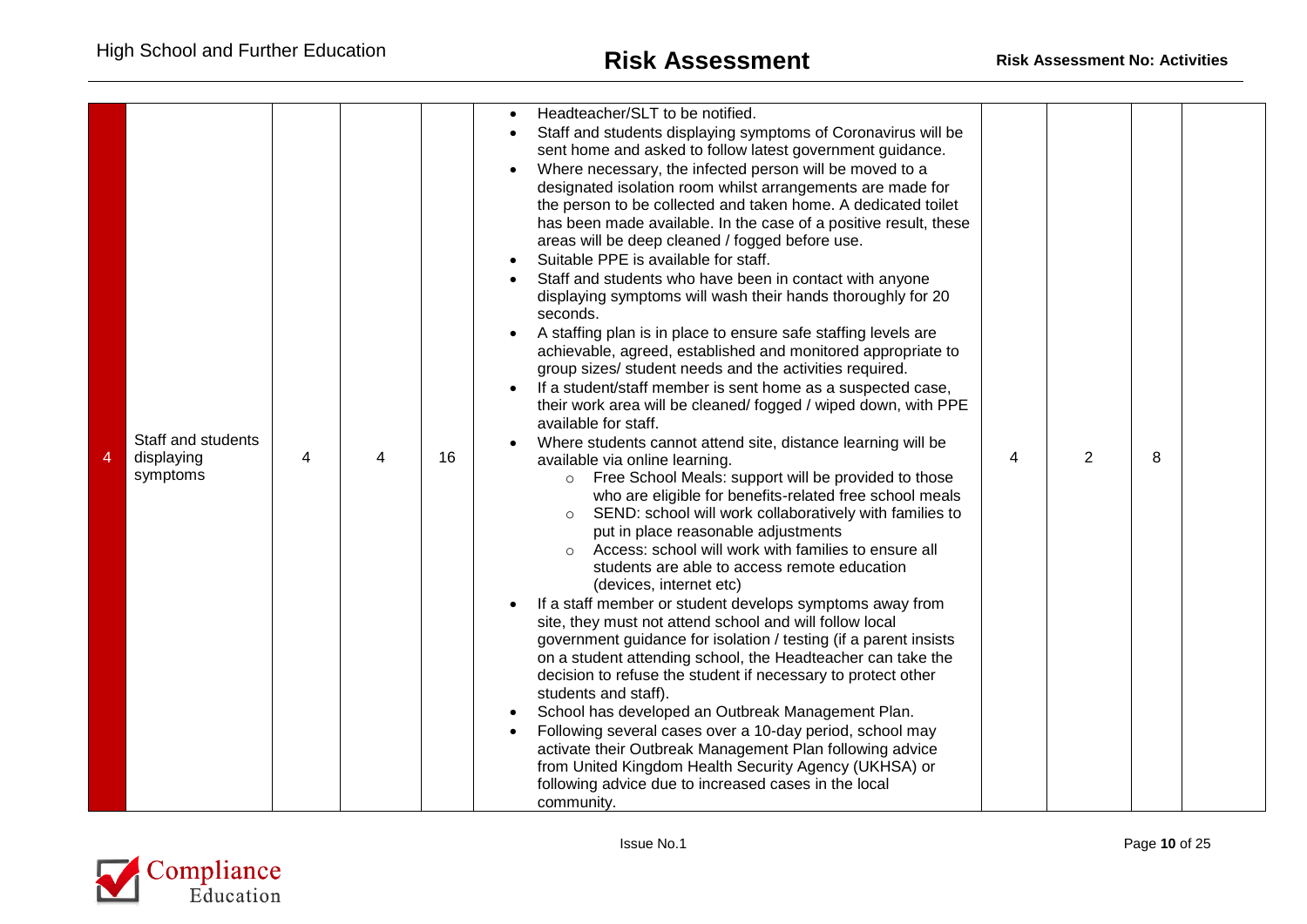| 4 | Staff and students displaying symptoms | 4 | 4 | 16 | <ul><li>Headteacher/SLT to be notified.</li><li>Staff and students displaying symptoms of Coronavirus will be sent home and asked to follow latest government guidance.</li><li>Where necessary, the infected person will be moved to a designated isolation room whilst arrangements are made for the person to be collected and taken home. A dedicated toilet has been made available. In the case of a positive result, these areas will be deep cleaned / fogged before use.</li><li>Suitable PPE is available for staff.</li><li>Staff and students who have been in contact with anyone displaying symptoms will wash their hands thoroughly for 20 seconds.</li><li>A staffing plan is in place to ensure safe staffing levels are achievable, agreed, established and monitored appropriate to group sizes/ student needs and the activities required.</li><li>If a student/staff member is sent home as a suspected case, their work area will be cleaned/ fogged / wiped down, with PPE available for staff.</li><li>Where students cannot attend site, distance learning will be available via online learning.<ul><li>Free School Meals: support will be provided to those who are eligible for benefits-related free school meals</li><li>SEND: school will work collaboratively with families to put in place reasonable adjustments</li><li>Access: school will work with families to ensure all students are able to access remote education (devices, internet etc)</li></ul></li><li>If a staff member or student develops symptoms away from site, they must not attend school and will follow local government guidance for isolation / testing (if a parent insists on a student attending school, the Headteacher can take the decision to refuse the student if necessary to protect other students and staff).</li><li>School has developed an Outbreak Management Plan.</li><li>Following several cases over a 10-day period, school may activate their Outbreak Management Plan following advice from United Kingdom Health Security Agency (UKHSA) or following advice due to increased cases in the local community.</li></ul> | 4 | 2 | 8 | |
|---|---|---|---|---|---|---|---|---|---|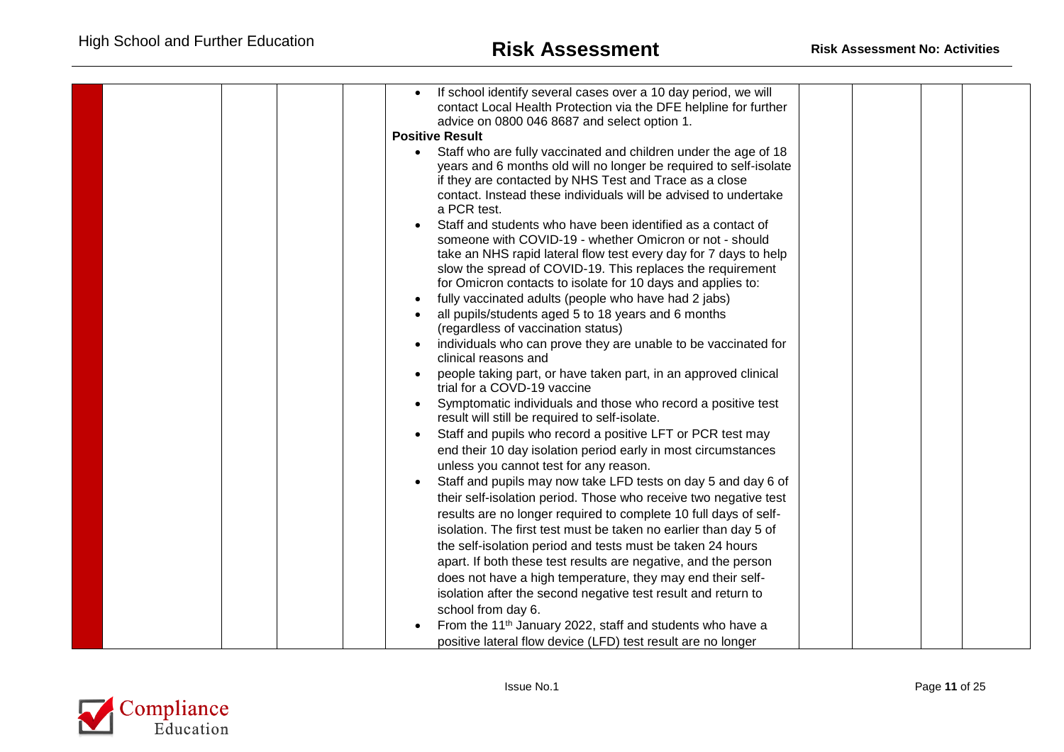| | | | | | | | | | |
|---|---|---|---|---|---|---|---|---|---|
| | | | | | • If school identify several cases over a 10 day period, we will contact Local Health Protection via the DFE helpline for further advice on 0800 046 8687 and select option 1.<br>**Positive Result**<br>• Staff who are fully vaccinated and children under the age of 18 years and 6 months old will no longer be required to self-isolate if they are contacted by NHS Test and Trace as a close contact. Instead these individuals will be advised to undertake a PCR test.<br>• Staff and students who have been identified as a contact of someone with COVID-19 - whether Omicron or not - should take an NHS rapid lateral flow test every day for 7 days to help slow the spread of COVID-19. This replaces the requirement for Omicron contacts to isolate for 10 days and applies to:<br>• fully vaccinated adults (people who have had 2 jabs)<br>• all pupils/students aged 5 to 18 years and 6 months (regardless of vaccination status)<br>• individuals who can prove they are unable to be vaccinated for clinical reasons and<br>• people taking part, or have taken part, in an approved clinical trial for a COVD-19 vaccine<br>• Symptomatic individuals and those who record a positive test result will still be required to self-isolate.<br>• Staff and pupils who record a positive LFT or PCR test may end their 10 day isolation period early in most circumstances unless you cannot test for any reason.<br>• Staff and pupils may now take LFD tests on day 5 and day 6 of their self-isolation period. Those who receive two negative test results are no longer required to complete 10 full days of self-isolation. The first test must be taken no earlier than day 5 of the self-isolation period and tests must be taken 24 hours apart. If both these test results are negative, and the person does not have a high temperature, they may end their self-isolation after the second negative test result and return to school from day 6.<br>• From the 11th January 2022, staff and students who have a positive lateral flow device (LFD) test result are no longer | | | | |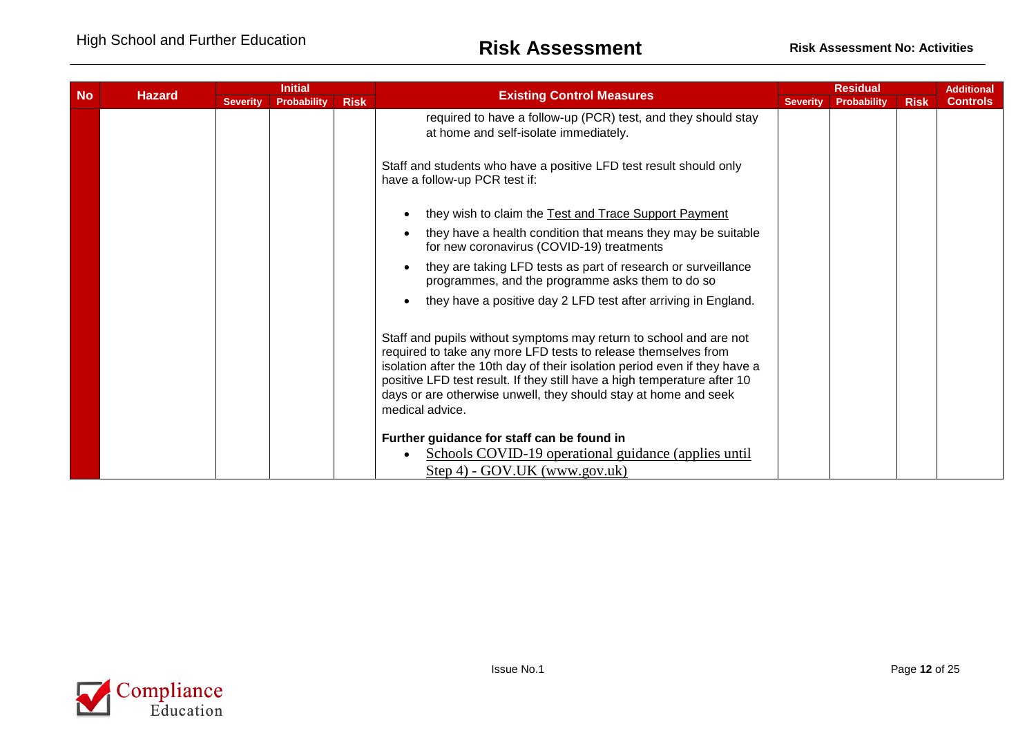| No | Hazard | Initial | | | Existing Control Measures | Residual | | | Additional Controls |
|---|---|---|---|---|---|---|---|---|---|
| | | Severity | Probability | Risk | | Severity | Probability | Risk | |
| | | | | | required to have a follow-up (PCR) test, and they should stay at home and self-isolate immediately.<br><br>Staff and students who have a positive LFD test result should only have a follow-up PCR test if:<br><br>• they wish to claim the Test and Trace Support Payment<br>• they have a health condition that means they may be suitable for new coronavirus (COVID-19) treatments<br>• they are taking LFD tests as part of research or surveillance programmes, and the programme asks them to do so<br>• they have a positive day 2 LFD test after arriving in England.<br><br>Staff and pupils without symptoms may return to school and are not required to take any more LFD tests to release themselves from isolation after the 10th day of their isolation period even if they have a positive LFD test result. If they still have a high temperature after 10 days or are otherwise unwell, they should stay at home and seek medical advice.<br><br>**Further guidance for staff can be found in**<br>• Schools COVID-19 operational guidance (applies until Step 4) - GOV.UK (www.gov.uk) | | | | |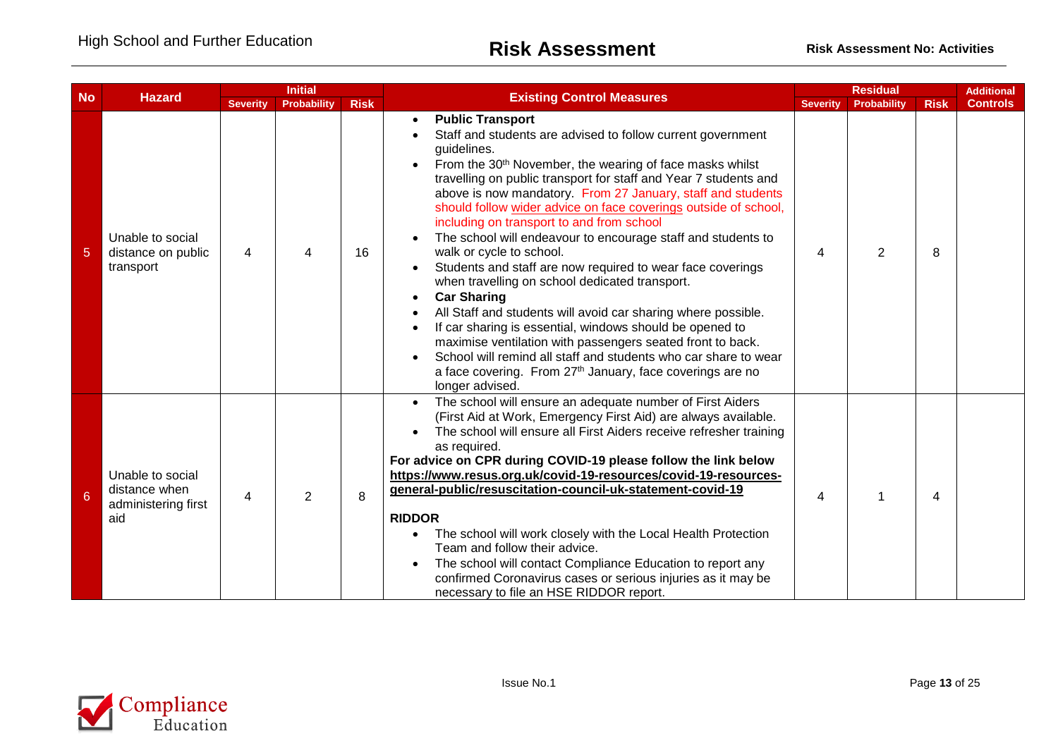| No | Hazard | Initial | | | Existing Control Measures | Residual | | | Additional Controls |
|---|---|---|---|---|---|---|---|---|---|
| | | Severity | Probability | Risk | | Severity | Probability | Risk | |
| 5 | Unable to social distance on public transport | 4 | 4 | 16 | • **Public Transport**<br>• Staff and students are advised to follow current government guidelines.<br>• From the 30th November, the wearing of face masks whilst travelling on public transport for staff and Year 7 students and above is now mandatory. From 27 January, staff and students should follow wider advice on face coverings outside of school, including on transport to and from school<br>• The school will endeavour to encourage staff and students to walk or cycle to school.<br>• Students and staff are now required to wear face coverings when travelling on school dedicated transport.<br>• **Car Sharing**<br>• All Staff and students will avoid car sharing where possible.<br>• If car sharing is essential, windows should be opened to maximise ventilation with passengers seated front to back.<br>• School will remind all staff and students who car share to wear a face covering. From 27th January, face coverings are no longer advised. | 4 | 2 | 8 | |
| 6 | Unable to social distance when administering first aid | 4 | 2 | 8 | • The school will ensure an adequate number of First Aiders (First Aid at Work, Emergency First Aid) are always available.<br>• The school will ensure all First Aiders receive refresher training as required.<br>**For advice on CPR during COVID-19 please follow the link below**<br>**https://www.resus.org.uk/covid-19-resources/covid-19-resources-general-public/resuscitation-council-uk-statement-covid-19**<br><br>**RIDDOR**<br>• The school will work closely with the Local Health Protection Team and follow their advice.<br>• The school will contact Compliance Education to report any confirmed Coronavirus cases or serious injuries as it may be necessary to file an HSE RIDDOR report. | 4 | 1 | 4 | |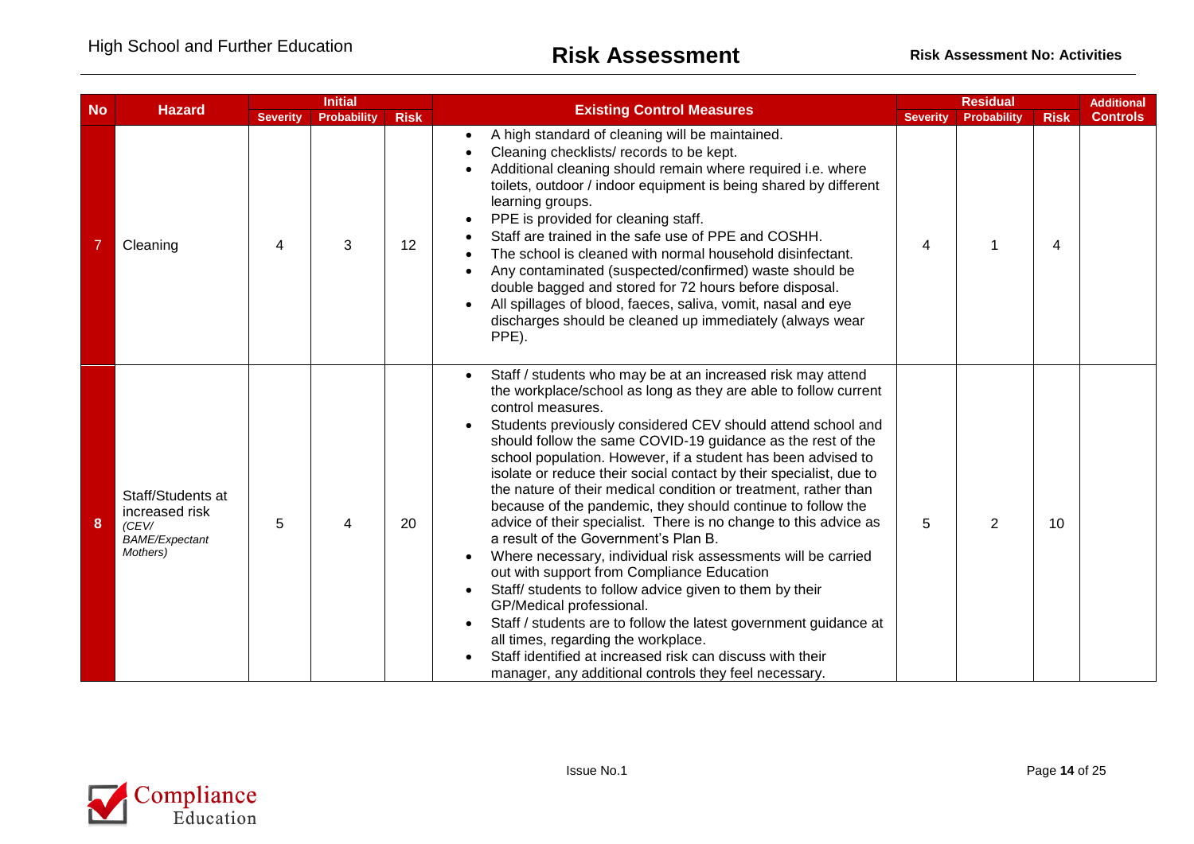| No | Hazard | Initial | | | Existing Control Measures | Residual | | | Additional Controls |
|---|---|---|---|---|---|---|---|---|---|
| | | Severity | Probability | Risk | | Severity | Probability | Risk | |
| 7 | Cleaning | 4 | 3 | 12 | • A high standard of cleaning will be maintained.<br>• Cleaning checklists/ records to be kept.<br>• Additional cleaning should remain where required i.e. where toilets, outdoor / indoor equipment is being shared by different learning groups.<br>• PPE is provided for cleaning staff.<br>• Staff are trained in the safe use of PPE and COSHH.<br>• The school is cleaned with normal household disinfectant.<br>• Any contaminated (suspected/confirmed) waste should be double bagged and stored for 72 hours before disposal.<br>• All spillages of blood, faeces, saliva, vomit, nasal and eye discharges should be cleaned up immediately (always wear PPE). | 4 | 1 | 4 | |
| 8 | Staff/Students at increased risk *(CEV/ BAME/Expectant Mothers)* | 5 | 4 | 20 | • Staff / students who may be at an increased risk may attend the workplace/school as long as they are able to follow current control measures.<br>• Students previously considered CEV should attend school and should follow the same COVID-19 guidance as the rest of the school population. However, if a student has been advised to isolate or reduce their social contact by their specialist, due to the nature of their medical condition or treatment, rather than because of the pandemic, they should continue to follow the advice of their specialist. There is no change to this advice as a result of the Government's Plan B.<br>• Where necessary, individual risk assessments will be carried out with support from Compliance Education<br>• Staff/ students to follow advice given to them by their GP/Medical professional.<br>• Staff / students are to follow the latest government guidance at all times, regarding the workplace.<br>• Staff identified at increased risk can discuss with their manager, any additional controls they feel necessary. | 5 | 2 | 10 | |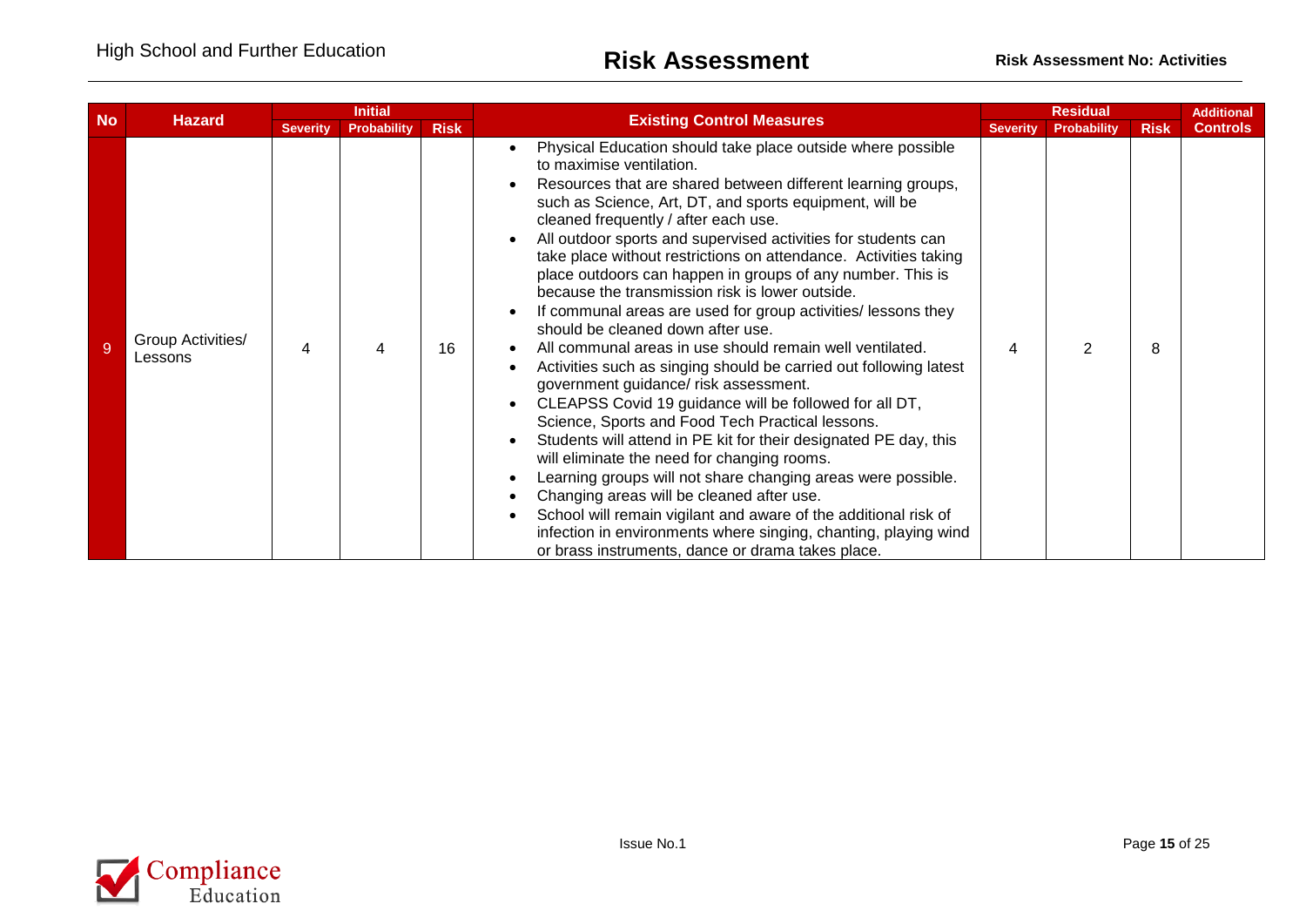| No | Hazard | Initial | | | Existing Control Measures | Residual | | | Additional Controls |
|---|---|---|---|---|---|---|---|---|---|
| | | Severity | Probability | Risk | | Severity | Probability | Risk | |
| 9 | Group Activities/ Lessons | 4 | 4 | 16 | • Physical Education should take place outside where possible to maximise ventilation.<br>• Resources that are shared between different learning groups, such as Science, Art, DT, and sports equipment, will be cleaned frequently / after each use.<br>• All outdoor sports and supervised activities for students can take place without restrictions on attendance. Activities taking place outdoors can happen in groups of any number. This is because the transmission risk is lower outside.<br>• If communal areas are used for group activities/ lessons they should be cleaned down after use.<br>• All communal areas in use should remain well ventilated.<br>• Activities such as singing should be carried out following latest government guidance/ risk assessment.<br>• CLEAPSS Covid 19 guidance will be followed for all DT, Science, Sports and Food Tech Practical lessons.<br>• Students will attend in PE kit for their designated PE day, this will eliminate the need for changing rooms.<br>• Learning groups will not share changing areas were possible.<br>• Changing areas will be cleaned after use.<br>• School will remain vigilant and aware of the additional risk of infection in environments where singing, chanting, playing wind or brass instruments, dance or drama takes place. | 4 | 2 | 8 | |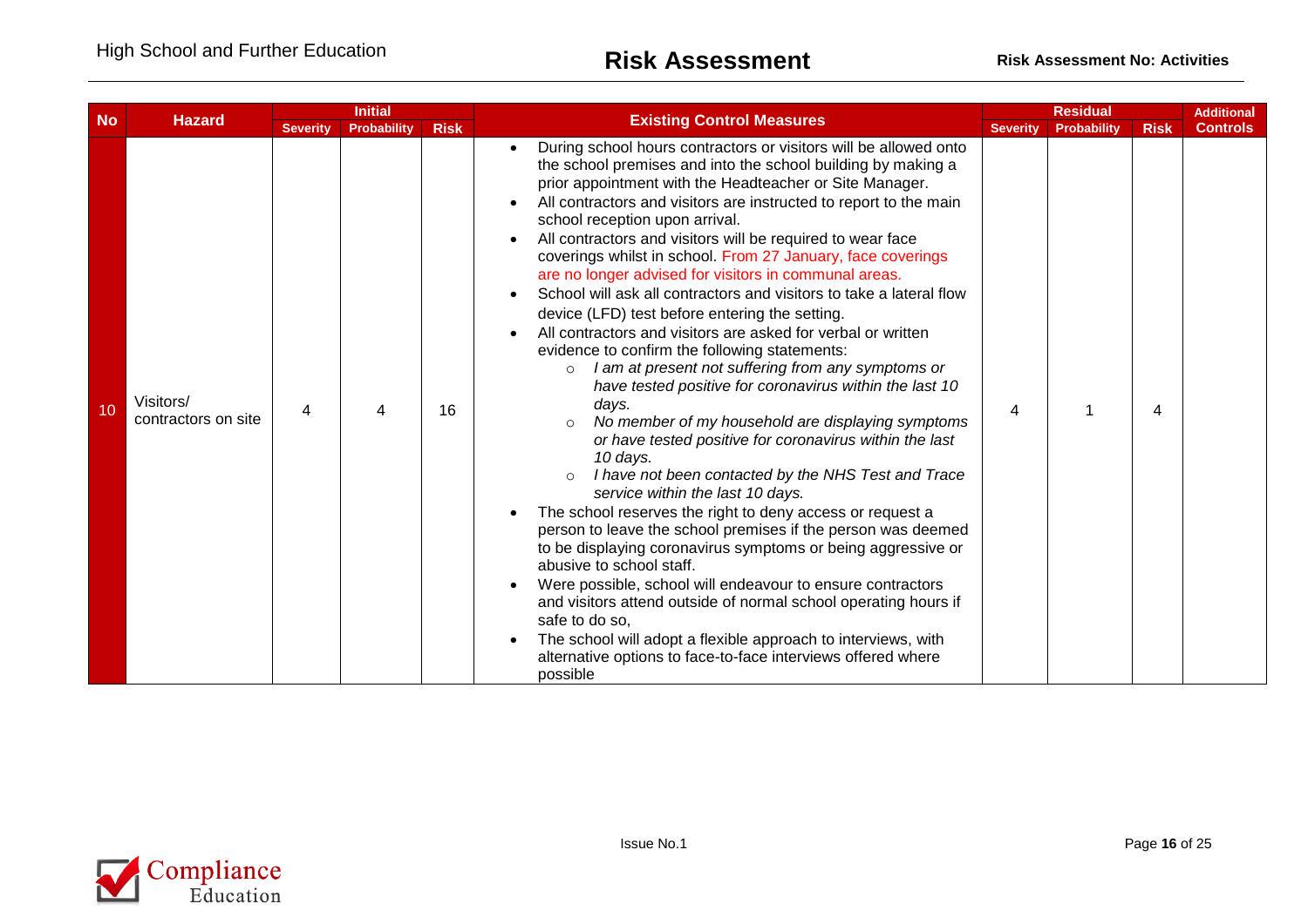| No | Hazard | Initial | | | Existing Control Measures | Residual | | | Additional Controls |
|---|---|---|---|---|---|---|---|---|---|
| | | Severity | Probability | Risk | | Severity | Probability | Risk | |
| 10 | Visitors/ contractors on site | 4 | 4 | 16 | • During school hours contractors or visitors will be allowed onto the school premises and into the school building by making a prior appointment with the Headteacher or Site Manager.<br>• All contractors and visitors are instructed to report to the main school reception upon arrival.<br>• All contractors and visitors will be required to wear face coverings whilst in school. From 27 January, face coverings are no longer advised for visitors in communal areas.<br>• School will ask all contractors and visitors to take a lateral flow device (LFD) test before entering the setting.<br>• All contractors and visitors are asked for verbal or written evidence to confirm the following statements:<br>&nbsp;&nbsp;○ *I am at present not suffering from any symptoms or have tested positive for coronavirus within the last 10 days.*<br>&nbsp;&nbsp;○ *No member of my household are displaying symptoms or have tested positive for coronavirus within the last 10 days.*<br>&nbsp;&nbsp;○ *I have not been contacted by the NHS Test and Trace service within the last 10 days.*<br>• The school reserves the right to deny access or request a person to leave the school premises if the person was deemed to be displaying coronavirus symptoms or being aggressive or abusive to school staff.<br>• Were possible, school will endeavour to ensure contractors and visitors attend outside of normal school operating hours if safe to do so,<br>• The school will adopt a flexible approach to interviews, with alternative options to face-to-face interviews offered where possible | 4 | 1 | 4 | |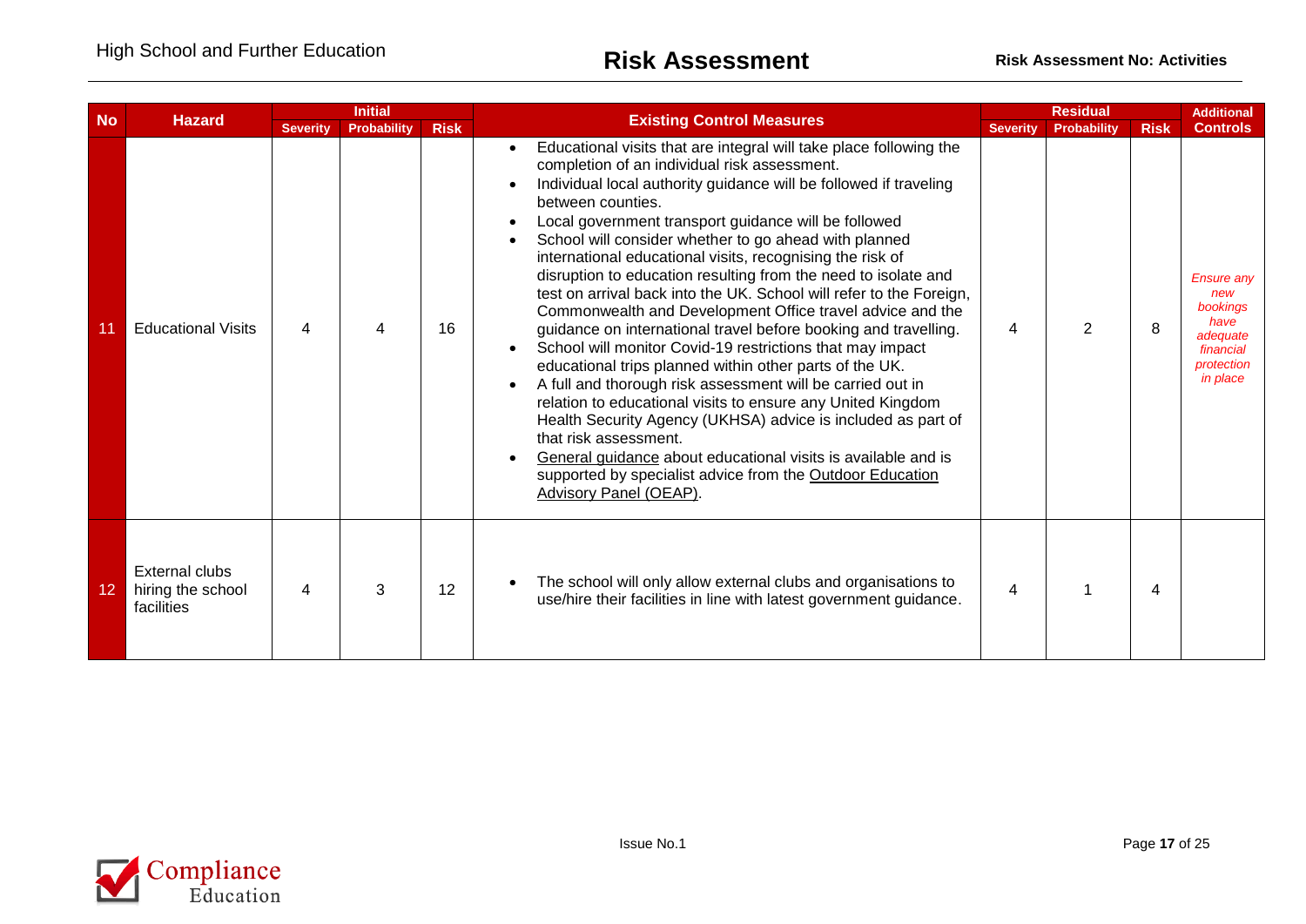| No | Hazard | Initial | | | Existing Control Measures | Residual | | | Additional Controls |
|---|---|---|---|---|---|---|---|---|---|
| | | Severity | Probability | Risk | | Severity | Probability | Risk | |
| 11 | Educational Visits | 4 | 4 | 16 | • Educational visits that are integral will take place following the completion of an individual risk assessment.<br>• Individual local authority guidance will be followed if traveling between counties.<br>• Local government transport guidance will be followed<br>• School will consider whether to go ahead with planned international educational visits, recognising the risk of disruption to education resulting from the need to isolate and test on arrival back into the UK. School will refer to the Foreign, Commonwealth and Development Office travel advice and the guidance on international travel before booking and travelling.<br>• School will monitor Covid-19 restrictions that may impact educational trips planned within other parts of the UK.<br>• A full and thorough risk assessment will be carried out in relation to educational visits to ensure any United Kingdom Health Security Agency (UKHSA) advice is included as part of that risk assessment.<br>• General guidance about educational visits is available and is supported by specialist advice from the Outdoor Education Advisory Panel (OEAP). | 4 | 2 | 8 | *Ensure any new bookings have adequate financial protection in place* |
| 12 | External clubs hiring the school facilities | 4 | 3 | 12 | • The school will only allow external clubs and organisations to use/hire their facilities in line with latest government guidance. | 4 | 1 | 4 | |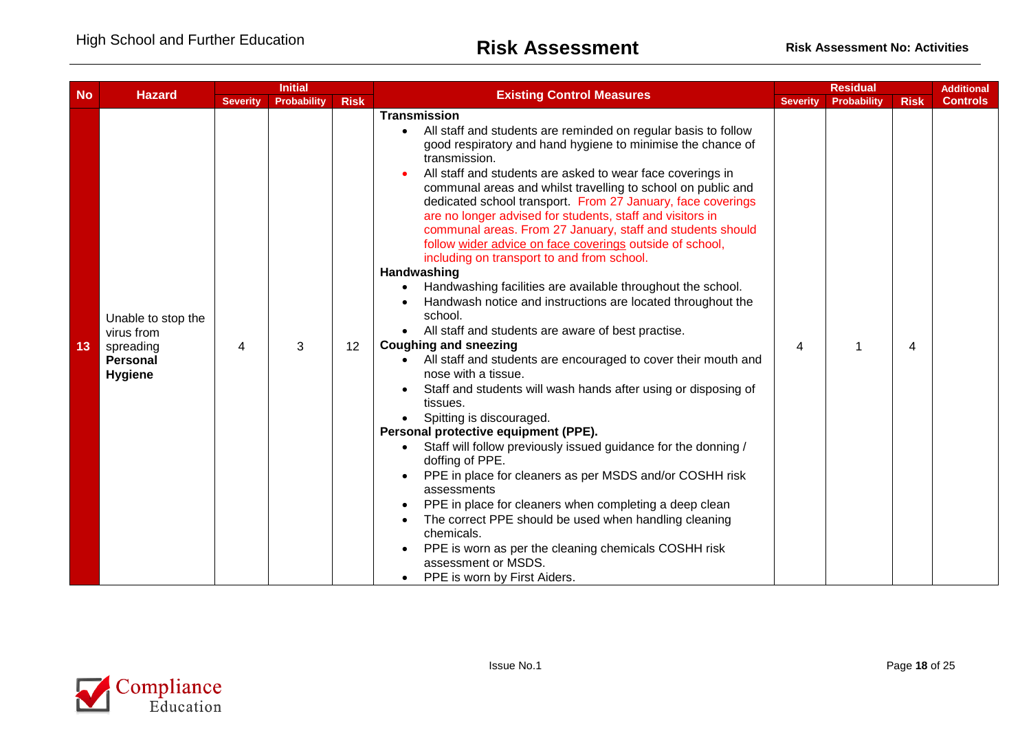| No | Hazard | Initial | | | Existing Control Measures | Residual | | | Additional Controls |
|---|---|---|---|---|---|---|---|---|---|
| | | Severity | Probability | Risk | | Severity | Probability | Risk | |
| 13 | Unable to stop the virus from spreading **Personal Hygiene** | 4 | 3 | 12 | **Transmission**<br>• All staff and students are reminded on regular basis to follow good respiratory and hand hygiene to minimise the chance of transmission.<br>• All staff and students are asked to wear face coverings in communal areas and whilst travelling to school on public and dedicated school transport. From 27 January, face coverings are no longer advised for students, staff and visitors in communal areas. From 27 January, staff and students should follow wider advice on face coverings outside of school, including on transport to and from school.<br>**Handwashing**<br>• Handwashing facilities are available throughout the school.<br>• Handwash notice and instructions are located throughout the school.<br>• All staff and students are aware of best practise.<br>**Coughing and sneezing**<br>• All staff and students are encouraged to cover their mouth and nose with a tissue.<br>• Staff and students will wash hands after using or disposing of tissues.<br>• Spitting is discouraged.<br>**Personal protective equipment (PPE).**<br>• Staff will follow previously issued guidance for the donning / doffing of PPE.<br>• PPE in place for cleaners as per MSDS and/or COSHH risk assessments<br>• PPE in place for cleaners when completing a deep clean<br>• The correct PPE should be used when handling cleaning chemicals.<br>• PPE is worn as per the cleaning chemicals COSHH risk assessment or MSDS.<br>• PPE is worn by First Aiders. | 4 | 1 | 4 | |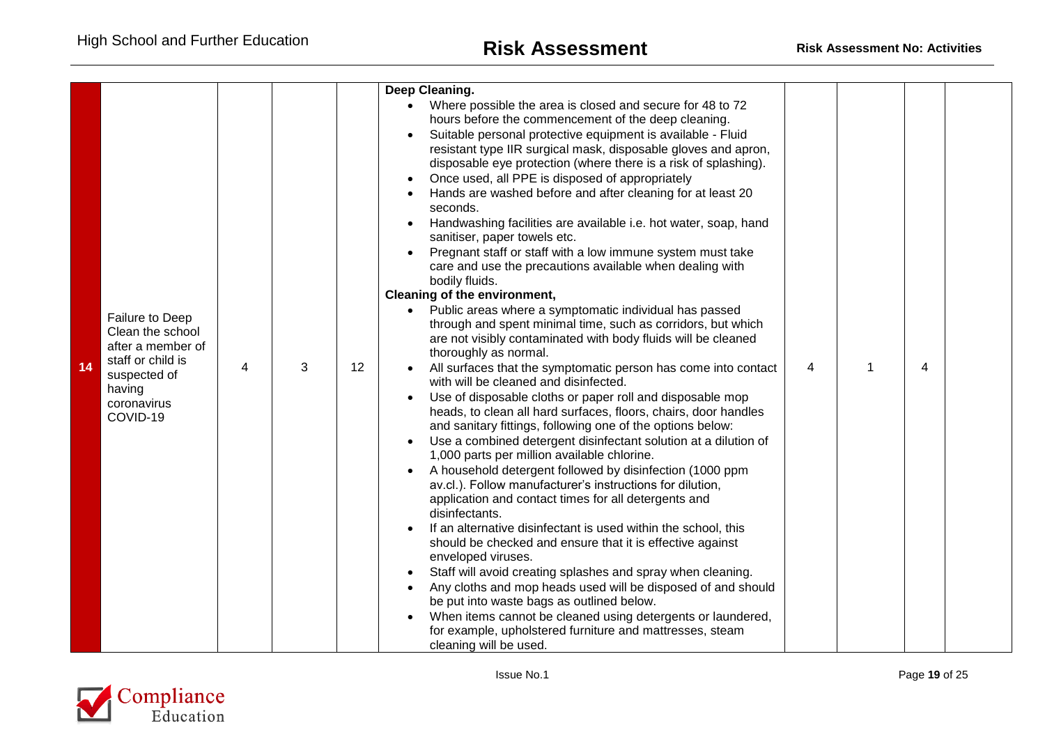| 14 | Failure to Deep Clean the school after a member of staff or child is suspected of having coronavirus COVID-19 | 4 | 3 | 12 | **Deep Cleaning.**<br>• Where possible the area is closed and secure for 48 to 72 hours before the commencement of the deep cleaning.<br>• Suitable personal protective equipment is available - Fluid resistant type IIR surgical mask, disposable gloves and apron, disposable eye protection (where there is a risk of splashing).<br>• Once used, all PPE is disposed of appropriately<br>• Hands are washed before and after cleaning for at least 20 seconds.<br>• Handwashing facilities are available i.e. hot water, soap, hand sanitiser, paper towels etc.<br>• Pregnant staff or staff with a low immune system must take care and use the precautions available when dealing with bodily fluids.<br>**Cleaning of the environment,**<br>• Public areas where a symptomatic individual has passed through and spent minimal time, such as corridors, but which are not visibly contaminated with body fluids will be cleaned thoroughly as normal.<br>• All surfaces that the symptomatic person has come into contact with will be cleaned and disinfected.<br>• Use of disposable cloths or paper roll and disposable mop heads, to clean all hard surfaces, floors, chairs, door handles and sanitary fittings, following one of the options below:<br>• Use a combined detergent disinfectant solution at a dilution of 1,000 parts per million available chlorine.<br>• A household detergent followed by disinfection (1000 ppm av.cl.). Follow manufacturer's instructions for dilution, application and contact times for all detergents and disinfectants.<br>• If an alternative disinfectant is used within the school, this should be checked and ensure that it is effective against enveloped viruses.<br>• Staff will avoid creating splashes and spray when cleaning.<br>• Any cloths and mop heads used will be disposed of and should be put into waste bags as outlined below.<br>• When items cannot be cleaned using detergents or laundered, for example, upholstered furniture and mattresses, steam cleaning will be used. | 4 | 1 | 4 | |
|---|---|---|---|---|---|---|---|---|---|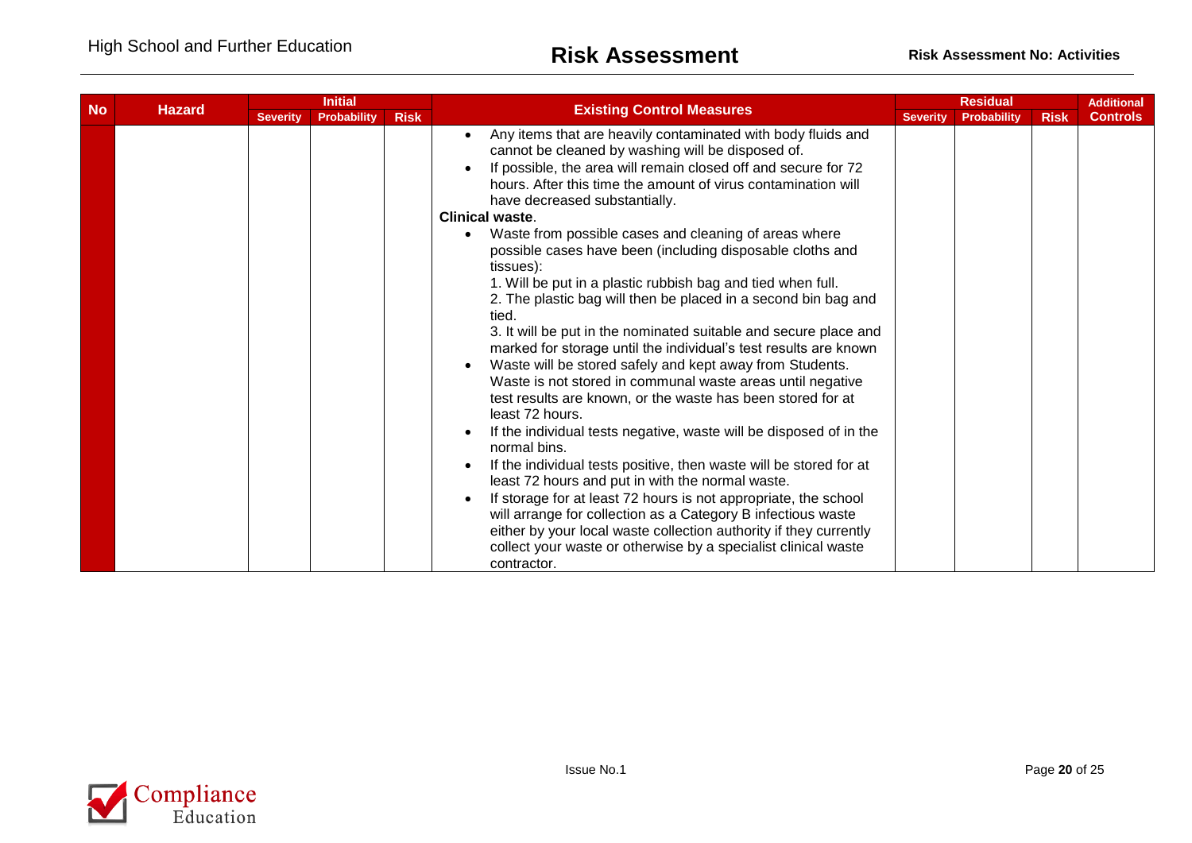| No | Hazard | Initial | | | Existing Control Measures | Residual | | | Additional Controls |
|---|---|---|---|---|---|---|---|---|---|
| | | Severity | Probability | Risk | | Severity | Probability | Risk | |
| | | | | | • Any items that are heavily contaminated with body fluids and cannot be cleaned by washing will be disposed of.<br>• If possible, the area will remain closed off and secure for 72 hours. After this time the amount of virus contamination will have decreased substantially.<br>**Clinical waste**.<br>• Waste from possible cases and cleaning of areas where possible cases have been (including disposable cloths and tissues):<br>1. Will be put in a plastic rubbish bag and tied when full.<br>2. The plastic bag will then be placed in a second bin bag and tied.<br>3. It will be put in the nominated suitable and secure place and marked for storage until the individual's test results are known<br>• Waste will be stored safely and kept away from Students. Waste is not stored in communal waste areas until negative test results are known, or the waste has been stored for at least 72 hours.<br>• If the individual tests negative, waste will be disposed of in the normal bins.<br>• If the individual tests positive, then waste will be stored for at least 72 hours and put in with the normal waste.<br>• If storage for at least 72 hours is not appropriate, the school will arrange for collection as a Category B infectious waste either by your local waste collection authority if they currently collect your waste or otherwise by a specialist clinical waste contractor. | | | | |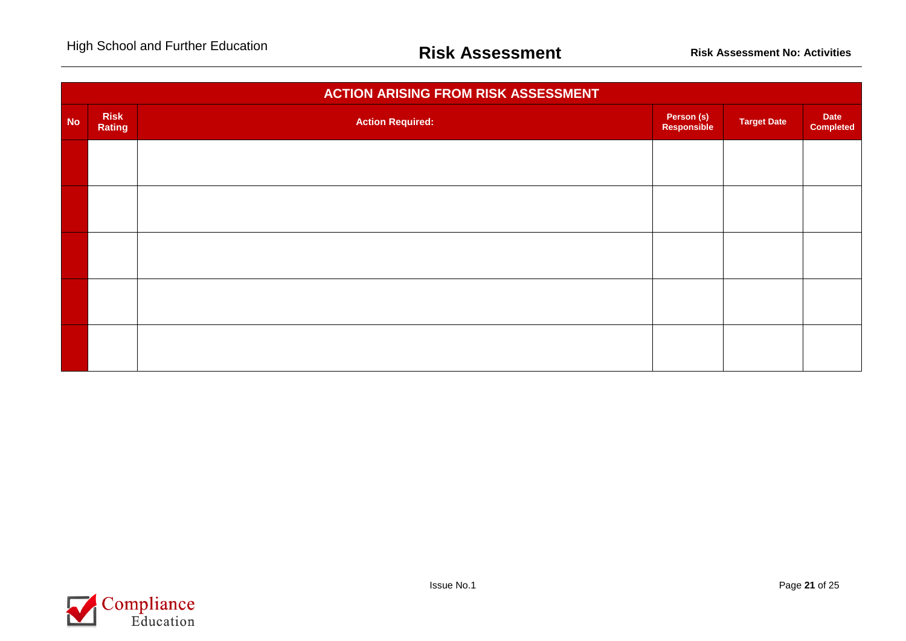| ACTION ARISING FROM RISK ASSESSMENT | | | | | |
|---|---|---|---|---|---|
| **No** | **Risk Rating** | **Action Required:** | **Person (s) Responsible** | **Target Date** | **Date Completed** |
| | | | | | |
| | | | | | |
| | | | | | |
| | | | | | |
| | | | | | |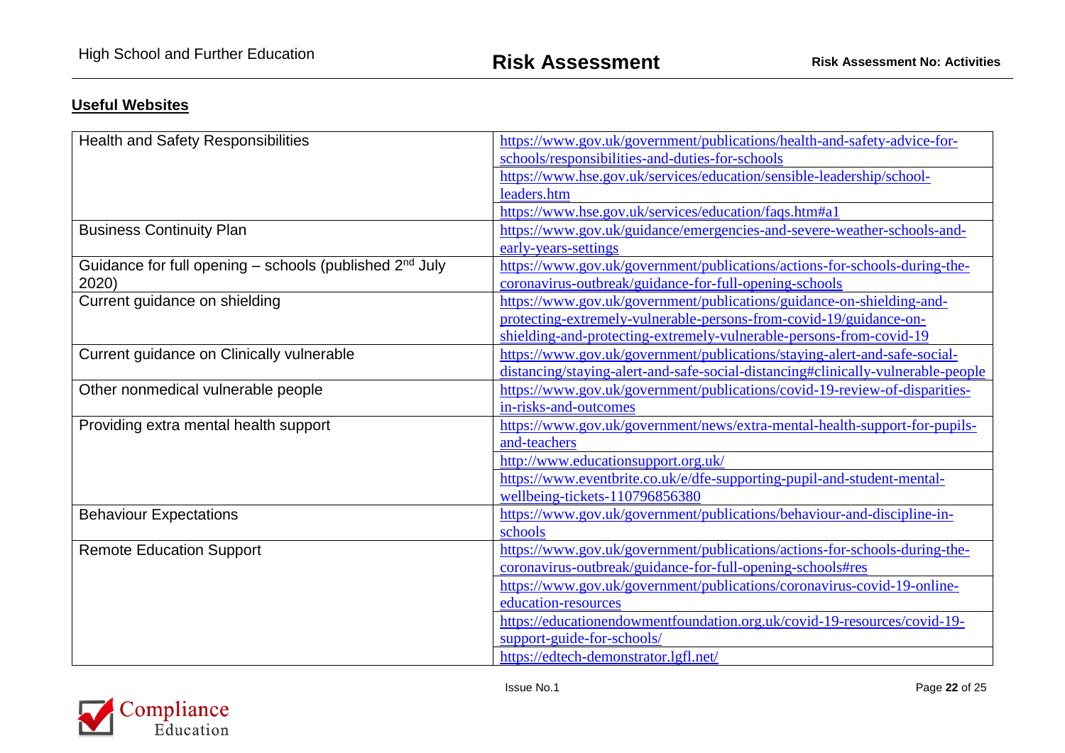## Useful Websites

| | |
|---|---|
| Health and Safety Responsibilities | https://www.gov.uk/government/publications/health-and-safety-advice-for-schools/responsibilities-and-duties-for-schools |
| | https://www.hse.gov.uk/services/education/sensible-leadership/school-leaders.htm |
| | https://www.hse.gov.uk/services/education/faqs.htm#a1 |
| Business Continuity Plan | https://www.gov.uk/guidance/emergencies-and-severe-weather-schools-and-early-years-settings |
| Guidance for full opening – schools (published 2nd July 2020) | https://www.gov.uk/government/publications/actions-for-schools-during-the-coronavirus-outbreak/guidance-for-full-opening-schools |
| Current guidance on shielding | https://www.gov.uk/government/publications/guidance-on-shielding-and-protecting-extremely-vulnerable-persons-from-covid-19/guidance-on-shielding-and-protecting-extremely-vulnerable-persons-from-covid-19 |
| Current guidance on Clinically vulnerable | https://www.gov.uk/government/publications/staying-alert-and-safe-social-distancing/staying-alert-and-safe-social-distancing#clinically-vulnerable-people |
| Other nonmedical vulnerable people | https://www.gov.uk/government/publications/covid-19-review-of-disparities-in-risks-and-outcomes |
| Providing extra mental health support | https://www.gov.uk/government/news/extra-mental-health-support-for-pupils-and-teachers |
| | http://www.educationsupport.org.uk/ |
| | https://www.eventbrite.co.uk/e/dfe-supporting-pupil-and-student-mental-wellbeing-tickets-110796856380 |
| Behaviour Expectations | https://www.gov.uk/government/publications/behaviour-and-discipline-in-schools |
| Remote Education Support | https://www.gov.uk/government/publications/actions-for-schools-during-the-coronavirus-outbreak/guidance-for-full-opening-schools#res |
| | https://www.gov.uk/government/publications/coronavirus-covid-19-online-education-resources |
| | https://educationendowmentfoundation.org.uk/covid-19-resources/covid-19-support-guide-for-schools/ |
| | https://edtech-demonstrator.lgfl.net/ |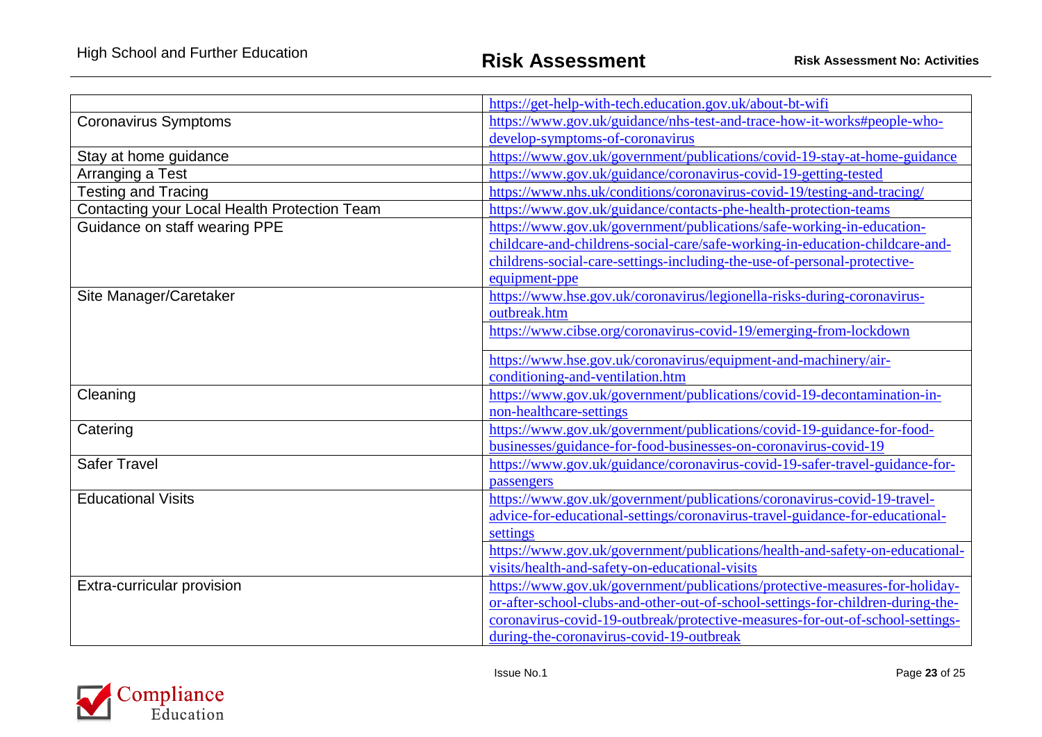| | |
|---|---|
| | https://get-help-with-tech.education.gov.uk/about-bt-wifi |
| Coronavirus Symptoms | https://www.gov.uk/guidance/nhs-test-and-trace-how-it-works#people-who-develop-symptoms-of-coronavirus |
| Stay at home guidance | https://www.gov.uk/government/publications/covid-19-stay-at-home-guidance |
| Arranging a Test | https://www.gov.uk/guidance/coronavirus-covid-19-getting-tested |
| Testing and Tracing | https://www.nhs.uk/conditions/coronavirus-covid-19/testing-and-tracing/ |
| Contacting your Local Health Protection Team | https://www.gov.uk/guidance/contacts-phe-health-protection-teams |
| Guidance on staff wearing PPE | https://www.gov.uk/government/publications/safe-working-in-education-childcare-and-childrens-social-care/safe-working-in-education-childcare-and-childrens-social-care-settings-including-the-use-of-personal-protective-equipment-ppe |
| Site Manager/Caretaker | https://www.hse.gov.uk/coronavirus/legionella-risks-during-coronavirus-outbreak.htm |
| | https://www.cibse.org/coronavirus-covid-19/emerging-from-lockdown |
| | https://www.hse.gov.uk/coronavirus/equipment-and-machinery/air-conditioning-and-ventilation.htm |
| Cleaning | https://www.gov.uk/government/publications/covid-19-decontamination-in-non-healthcare-settings |
| Catering | https://www.gov.uk/government/publications/covid-19-guidance-for-food-businesses/guidance-for-food-businesses-on-coronavirus-covid-19 |
| Safer Travel | https://www.gov.uk/guidance/coronavirus-covid-19-safer-travel-guidance-for-passengers |
| Educational Visits | https://www.gov.uk/government/publications/coronavirus-covid-19-travel-advice-for-educational-settings/coronavirus-travel-guidance-for-educational-settings |
| | https://www.gov.uk/government/publications/health-and-safety-on-educational-visits/health-and-safety-on-educational-visits |
| Extra-curricular provision | https://www.gov.uk/government/publications/protective-measures-for-holiday-or-after-school-clubs-and-other-out-of-school-settings-for-children-during-the-coronavirus-covid-19-outbreak/protective-measures-for-out-of-school-settings-during-the-coronavirus-covid-19-outbreak |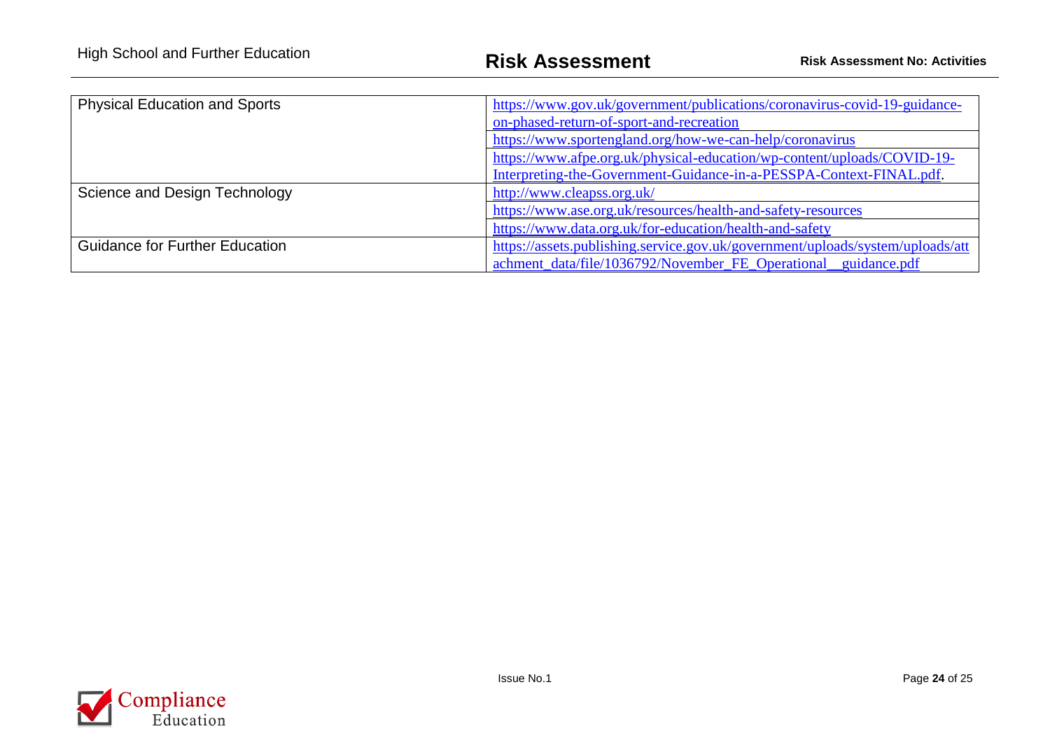| | |
|---|---|
| Physical Education and Sports | https://www.gov.uk/government/publications/coronavirus-covid-19-guidance-on-phased-return-of-sport-and-recreation |
| | https://www.sportengland.org/how-we-can-help/coronavirus |
| | https://www.afpe.org.uk/physical-education/wp-content/uploads/COVID-19-Interpreting-the-Government-Guidance-in-a-PESSPA-Context-FINAL.pdf. |
| Science and Design Technology | http://www.cleapss.org.uk/ |
| | https://www.ase.org.uk/resources/health-and-safety-resources |
| | https://www.data.org.uk/for-education/health-and-safety |
| Guidance for Further Education | https://assets.publishing.service.gov.uk/government/uploads/system/uploads/attachment_data/file/1036792/November_FE_Operational__guidance.pdf |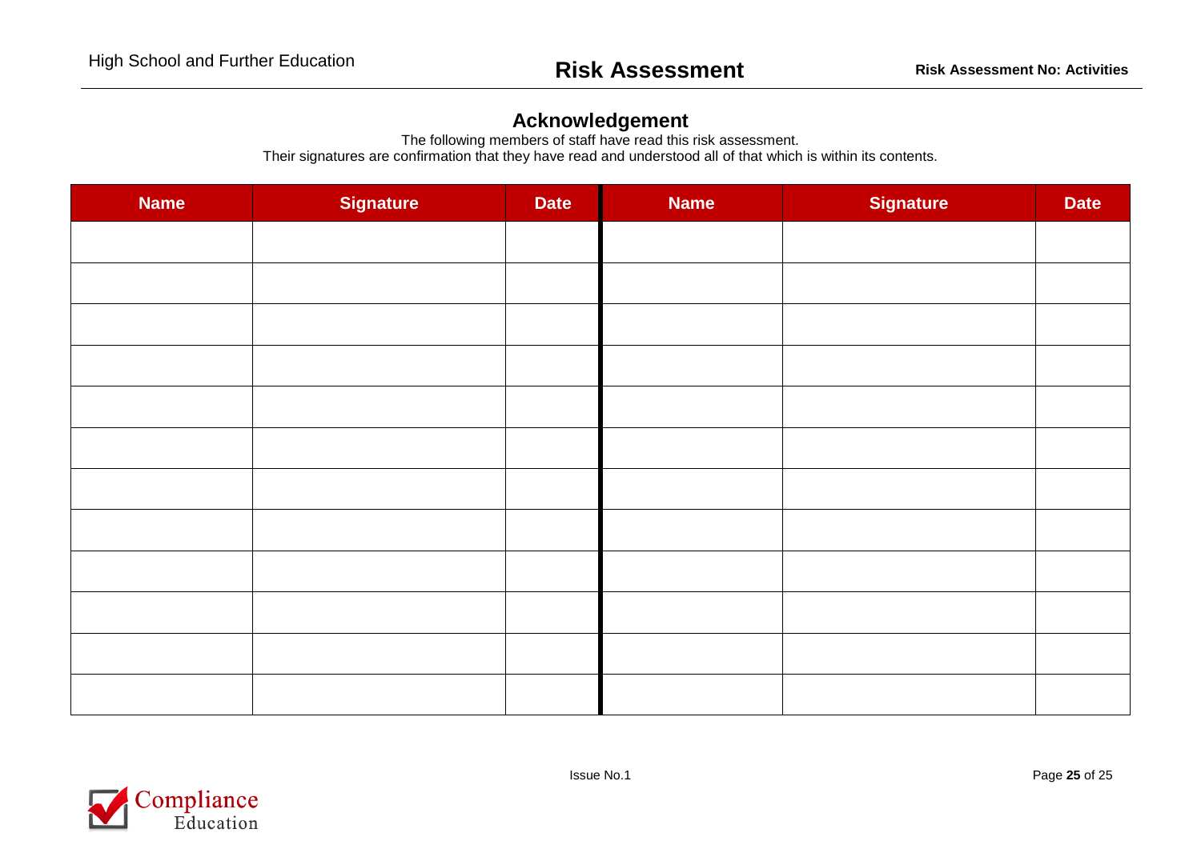## Acknowledgement

The following members of staff have read this risk assessment.
Their signatures are confirmation that they have read and understood all of that which is within its contents.

| Name | Signature | Date | Name | Signature | Date |
|---|---|---|---|---|---|
| | | | | | |
| | | | | | |
| | | | | | |
| | | | | | |
| | | | | | |
| | | | | | |
| | | | | | |
| | | | | | |
| | | | | | |
| | | | | | |
| | | | | | |
| | | | | | |